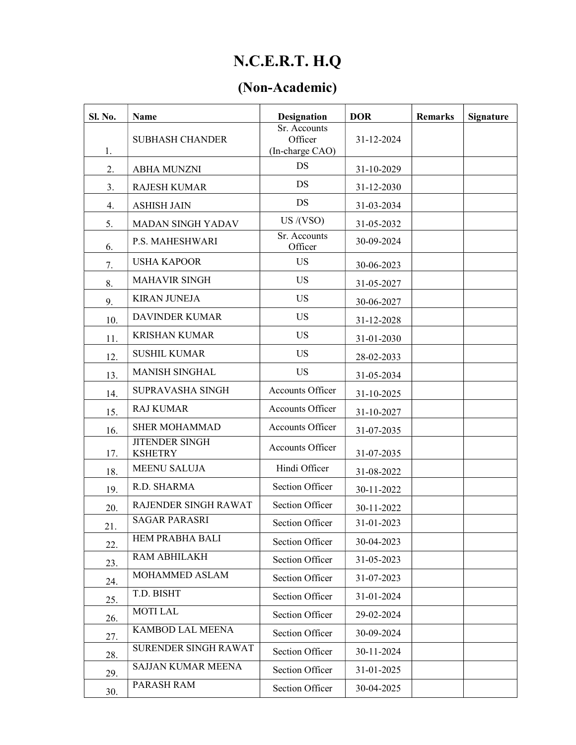# N.C.E.R.T. H.Q

## (Non-Academic)

| Sl. No. | Name | Designation | DOR | Remarks | Signature |
|---|---|---|---|---|---|
| 1. | SUBHASH CHANDER | Sr. Accounts Officer (In-charge CAO) | 31-12-2024 | | |
| 2. | ABHA MUNZNI | DS | 31-10-2029 | | |
| 3. | RAJESH KUMAR | DS | 31-12-2030 | | |
| 4. | ASHISH JAIN | DS | 31-03-2034 | | |
| 5. | MADAN SINGH YADAV | US /(VSO) | 31-05-2032 | | |
| 6. | P.S. MAHESHWARI | Sr. Accounts Officer | 30-09-2024 | | |
| 7. | USHA KAPOOR | US | 30-06-2023 | | |
| 8. | MAHAVIR SINGH | US | 31-05-2027 | | |
| 9. | KIRAN JUNEJA | US | 30-06-2027 | | |
| 10. | DAVINDER KUMAR | US | 31-12-2028 | | |
| 11. | KRISHAN KUMAR | US | 31-01-2030 | | |
| 12. | SUSHIL KUMAR | US | 28-02-2033 | | |
| 13. | MANISH SINGHAL | US | 31-05-2034 | | |
| 14. | SUPRAVASHA SINGH | Accounts Officer | 31-10-2025 | | |
| 15. | RAJ KUMAR | Accounts Officer | 31-10-2027 | | |
| 16. | SHER MOHAMMAD | Accounts Officer | 31-07-2035 | | |
| 17. | JITENDER SINGH KSHETRY | Accounts Officer | 31-07-2035 | | |
| 18. | MEENU SALUJA | Hindi Officer | 31-08-2022 | | |
| 19. | R.D. SHARMA | Section Officer | 30-11-2022 | | |
| 20. | RAJENDER SINGH RAWAT | Section Officer | 30-11-2022 | | |
| 21. | SAGAR PARASRI | Section Officer | 31-01-2023 | | |
| 22. | HEM PRABHA BALI | Section Officer | 30-04-2023 | | |
| 23. | RAM ABHILAKH | Section Officer | 31-05-2023 | | |
| 24. | MOHAMMED ASLAM | Section Officer | 31-07-2023 | | |
| 25. | T.D. BISHT | Section Officer | 31-01-2024 | | |
| 26. | MOTI LAL | Section Officer | 29-02-2024 | | |
| 27. | KAMBOD LAL MEENA | Section Officer | 30-09-2024 | | |
| 28. | SURENDER SINGH RAWAT | Section Officer | 30-11-2024 | | |
| 29. | SAJJAN KUMAR MEENA | Section Officer | 31-01-2025 | | |
| 30. | PARASH RAM | Section Officer | 30-04-2025 | | |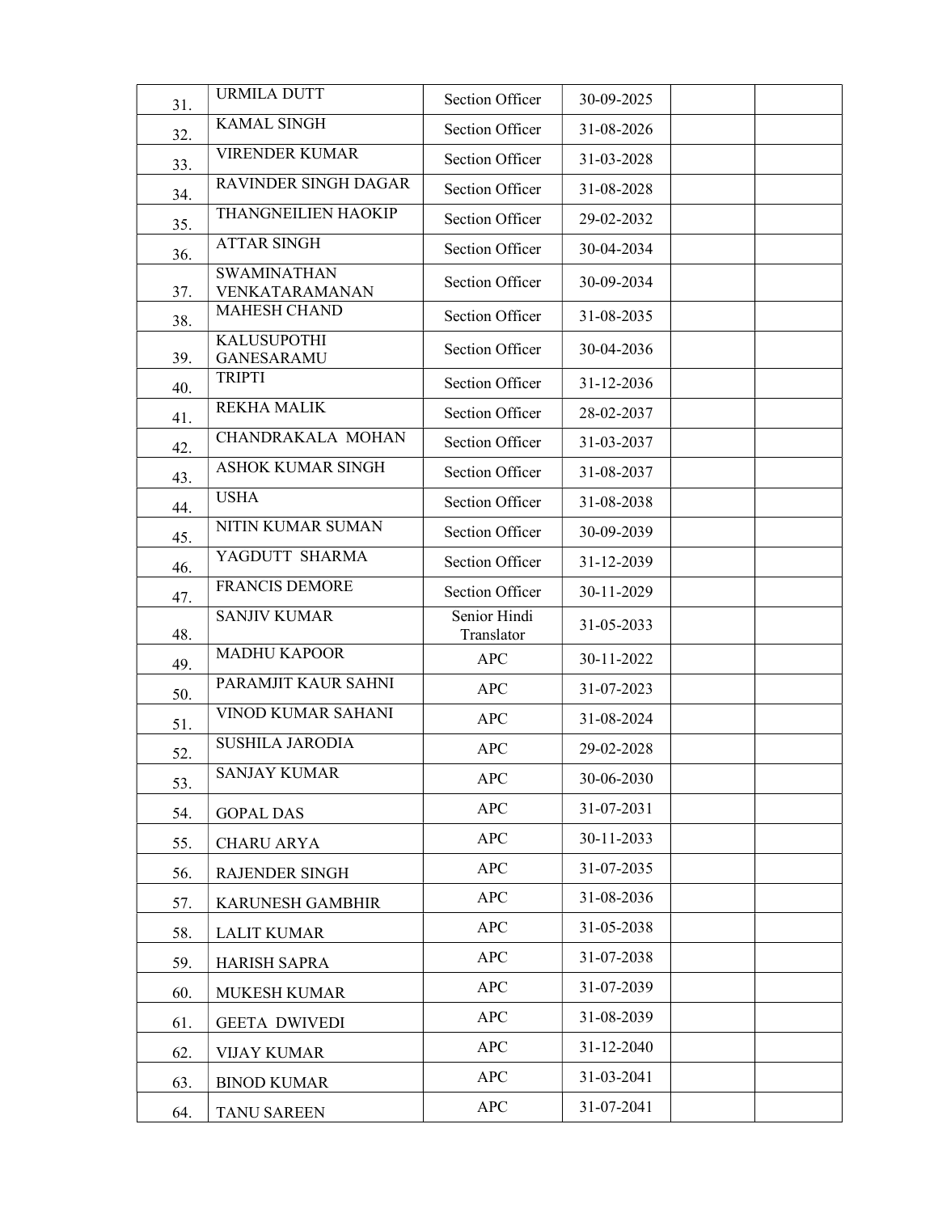| | | | | | |
|---|---|---|---|---|---|
| 31. | URMILA DUTT | Section Officer | 30-09-2025 | | |
| 32. | KAMAL SINGH | Section Officer | 31-08-2026 | | |
| 33. | VIRENDER KUMAR | Section Officer | 31-03-2028 | | |
| 34. | RAVINDER SINGH DAGAR | Section Officer | 31-08-2028 | | |
| 35. | THANGNEILIEN HAOKIP | Section Officer | 29-02-2032 | | |
| 36. | ATTAR SINGH | Section Officer | 30-04-2034 | | |
| 37. | SWAMINATHAN VENKATARAMANAN | Section Officer | 30-09-2034 | | |
| 38. | MAHESH CHAND | Section Officer | 31-08-2035 | | |
| 39. | KALUSUPOTHI GANESARAMU | Section Officer | 30-04-2036 | | |
| 40. | TRIPTI | Section Officer | 31-12-2036 | | |
| 41. | REKHA MALIK | Section Officer | 28-02-2037 | | |
| 42. | CHANDRAKALA MOHAN | Section Officer | 31-03-2037 | | |
| 43. | ASHOK KUMAR SINGH | Section Officer | 31-08-2037 | | |
| 44. | USHA | Section Officer | 31-08-2038 | | |
| 45. | NITIN KUMAR SUMAN | Section Officer | 30-09-2039 | | |
| 46. | YAGDUTT SHARMA | Section Officer | 31-12-2039 | | |
| 47. | FRANCIS DEMORE | Section Officer | 30-11-2029 | | |
| 48. | SANJIV KUMAR | Senior Hindi Translator | 31-05-2033 | | |
| 49. | MADHU KAPOOR | APC | 30-11-2022 | | |
| 50. | PARAMJIT KAUR SAHNI | APC | 31-07-2023 | | |
| 51. | VINOD KUMAR SAHANI | APC | 31-08-2024 | | |
| 52. | SUSHILA JARODIA | APC | 29-02-2028 | | |
| 53. | SANJAY KUMAR | APC | 30-06-2030 | | |
| 54. | GOPAL DAS | APC | 31-07-2031 | | |
| 55. | CHARU ARYA | APC | 30-11-2033 | | |
| 56. | RAJENDER SINGH | APC | 31-07-2035 | | |
| 57. | KARUNESH GAMBHIR | APC | 31-08-2036 | | |
| 58. | LALIT KUMAR | APC | 31-05-2038 | | |
| 59. | HARISH SAPRA | APC | 31-07-2038 | | |
| 60. | MUKESH KUMAR | APC | 31-07-2039 | | |
| 61. | GEETA DWIVEDI | APC | 31-08-2039 | | |
| 62. | VIJAY KUMAR | APC | 31-12-2040 | | |
| 63. | BINOD KUMAR | APC | 31-03-2041 | | |
| 64. | TANU SAREEN | APC | 31-07-2041 | | |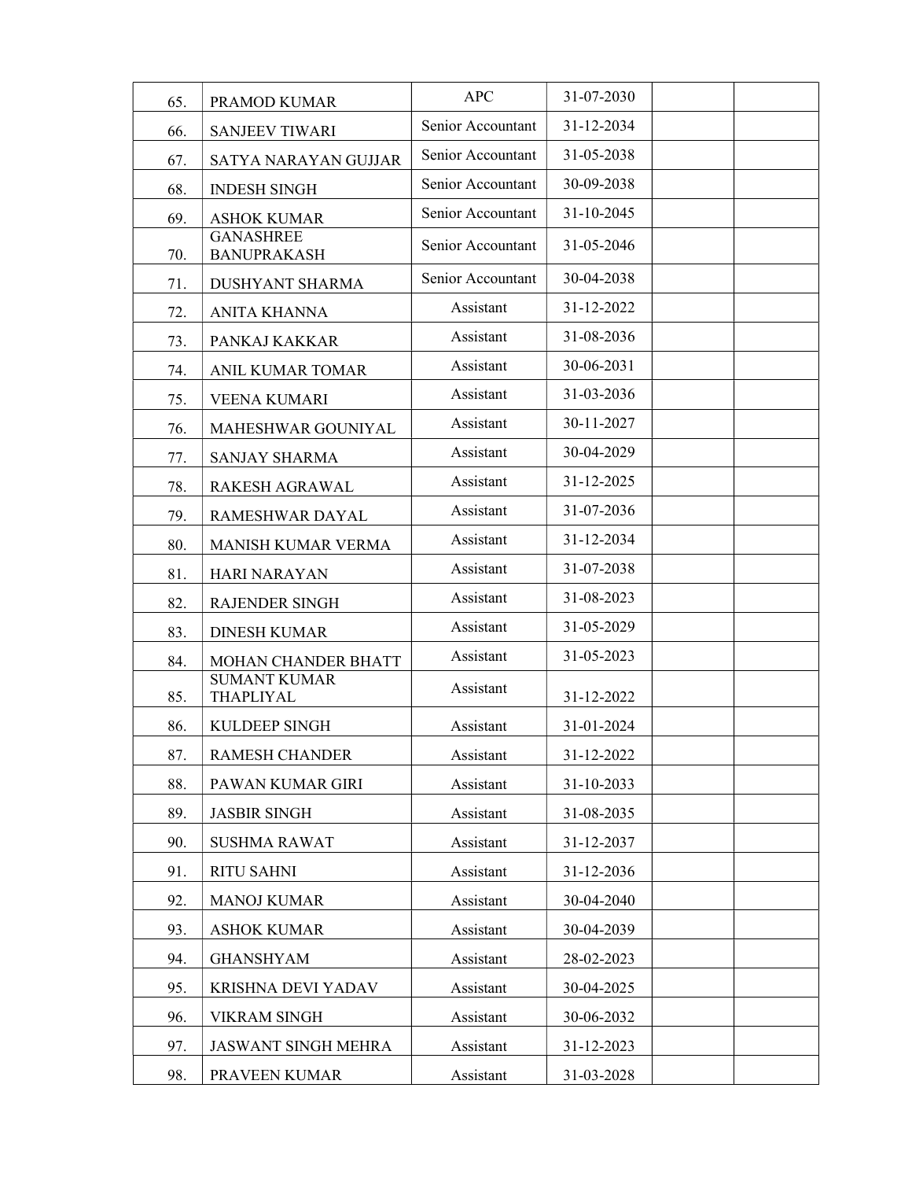| | | | | | |
|---|---|---|---|---|---|
| 65. | PRAMOD KUMAR | APC | 31-07-2030 | | |
| 66. | SANJEEV TIWARI | Senior Accountant | 31-12-2034 | | |
| 67. | SATYA NARAYAN GUJJAR | Senior Accountant | 31-05-2038 | | |
| 68. | INDESH SINGH | Senior Accountant | 30-09-2038 | | |
| 69. | ASHOK KUMAR | Senior Accountant | 31-10-2045 | | |
| 70. | GANASHREE BANUPRAKASH | Senior Accountant | 31-05-2046 | | |
| 71. | DUSHYANT SHARMA | Senior Accountant | 30-04-2038 | | |
| 72. | ANITA KHANNA | Assistant | 31-12-2022 | | |
| 73. | PANKAJ KAKKAR | Assistant | 31-08-2036 | | |
| 74. | ANIL KUMAR TOMAR | Assistant | 30-06-2031 | | |
| 75. | VEENA KUMARI | Assistant | 31-03-2036 | | |
| 76. | MAHESHWAR GOUNIYAL | Assistant | 30-11-2027 | | |
| 77. | SANJAY SHARMA | Assistant | 30-04-2029 | | |
| 78. | RAKESH AGRAWAL | Assistant | 31-12-2025 | | |
| 79. | RAMESHWAR DAYAL | Assistant | 31-07-2036 | | |
| 80. | MANISH KUMAR VERMA | Assistant | 31-12-2034 | | |
| 81. | HARI NARAYAN | Assistant | 31-07-2038 | | |
| 82. | RAJENDER SINGH | Assistant | 31-08-2023 | | |
| 83. | DINESH KUMAR | Assistant | 31-05-2029 | | |
| 84. | MOHAN CHANDER BHATT | Assistant | 31-05-2023 | | |
| 85. | SUMANT KUMAR THAPLIYAL | Assistant | 31-12-2022 | | |
| 86. | KULDEEP SINGH | Assistant | 31-01-2024 | | |
| 87. | RAMESH CHANDER | Assistant | 31-12-2022 | | |
| 88. | PAWAN KUMAR GIRI | Assistant | 31-10-2033 | | |
| 89. | JASBIR SINGH | Assistant | 31-08-2035 | | |
| 90. | SUSHMA RAWAT | Assistant | 31-12-2037 | | |
| 91. | RITU SAHNI | Assistant | 31-12-2036 | | |
| 92. | MANOJ KUMAR | Assistant | 30-04-2040 | | |
| 93. | ASHOK KUMAR | Assistant | 30-04-2039 | | |
| 94. | GHANSHYAM | Assistant | 28-02-2023 | | |
| 95. | KRISHNA DEVI YADAV | Assistant | 30-04-2025 | | |
| 96. | VIKRAM SINGH | Assistant | 30-06-2032 | | |
| 97. | JASWANT SINGH MEHRA | Assistant | 31-12-2023 | | |
| 98. | PRAVEEN KUMAR | Assistant | 31-03-2028 | | |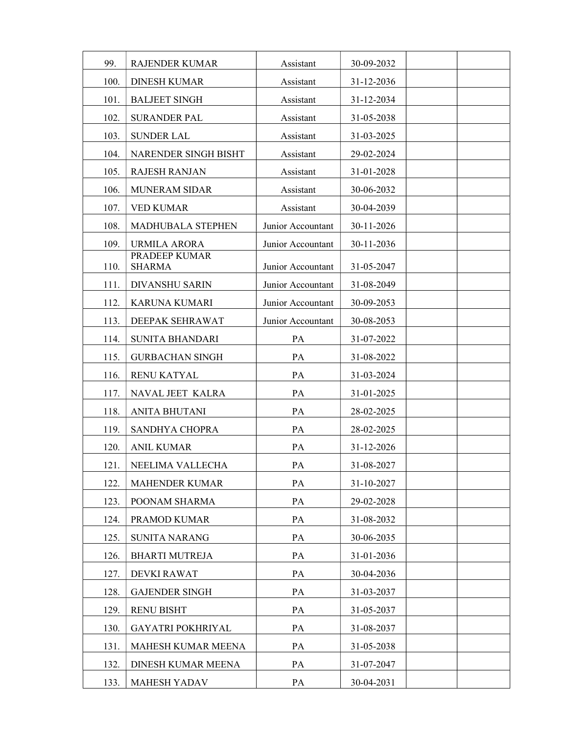| | | | | | |
|---|---|---|---|---|---|
| 99. | RAJENDER KUMAR | Assistant | 30-09-2032 | | |
| 100. | DINESH KUMAR | Assistant | 31-12-2036 | | |
| 101. | BALJEET SINGH | Assistant | 31-12-2034 | | |
| 102. | SURANDER PAL | Assistant | 31-05-2038 | | |
| 103. | SUNDER LAL | Assistant | 31-03-2025 | | |
| 104. | NARENDER SINGH BISHT | Assistant | 29-02-2024 | | |
| 105. | RAJESH RANJAN | Assistant | 31-01-2028 | | |
| 106. | MUNERAM SIDAR | Assistant | 30-06-2032 | | |
| 107. | VED KUMAR | Assistant | 30-04-2039 | | |
| 108. | MADHUBALA STEPHEN | Junior Accountant | 30-11-2026 | | |
| 109. | URMILA ARORA | Junior Accountant | 30-11-2036 | | |
| 110. | PRADEEP KUMAR SHARMA | Junior Accountant | 31-05-2047 | | |
| 111. | DIVANSHU SARIN | Junior Accountant | 31-08-2049 | | |
| 112. | KARUNA KUMARI | Junior Accountant | 30-09-2053 | | |
| 113. | DEEPAK SEHRAWAT | Junior Accountant | 30-08-2053 | | |
| 114. | SUNITA BHANDARI | PA | 31-07-2022 | | |
| 115. | GURBACHAN SINGH | PA | 31-08-2022 | | |
| 116. | RENU KATYAL | PA | 31-03-2024 | | |
| 117. | NAVAL JEET KALRA | PA | 31-01-2025 | | |
| 118. | ANITA BHUTANI | PA | 28-02-2025 | | |
| 119. | SANDHYA CHOPRA | PA | 28-02-2025 | | |
| 120. | ANIL KUMAR | PA | 31-12-2026 | | |
| 121. | NEELIMA VALLECHA | PA | 31-08-2027 | | |
| 122. | MAHENDER KUMAR | PA | 31-10-2027 | | |
| 123. | POONAM SHARMA | PA | 29-02-2028 | | |
| 124. | PRAMOD KUMAR | PA | 31-08-2032 | | |
| 125. | SUNITA NARANG | PA | 30-06-2035 | | |
| 126. | BHARTI MUTREJA | PA | 31-01-2036 | | |
| 127. | DEVKI RAWAT | PA | 30-04-2036 | | |
| 128. | GAJENDER SINGH | PA | 31-03-2037 | | |
| 129. | RENU BISHT | PA | 31-05-2037 | | |
| 130. | GAYATRI POKHRIYAL | PA | 31-08-2037 | | |
| 131. | MAHESH KUMAR MEENA | PA | 31-05-2038 | | |
| 132. | DINESH KUMAR MEENA | PA | 31-07-2047 | | |
| 133. | MAHESH YADAV | PA | 30-04-2031 | | |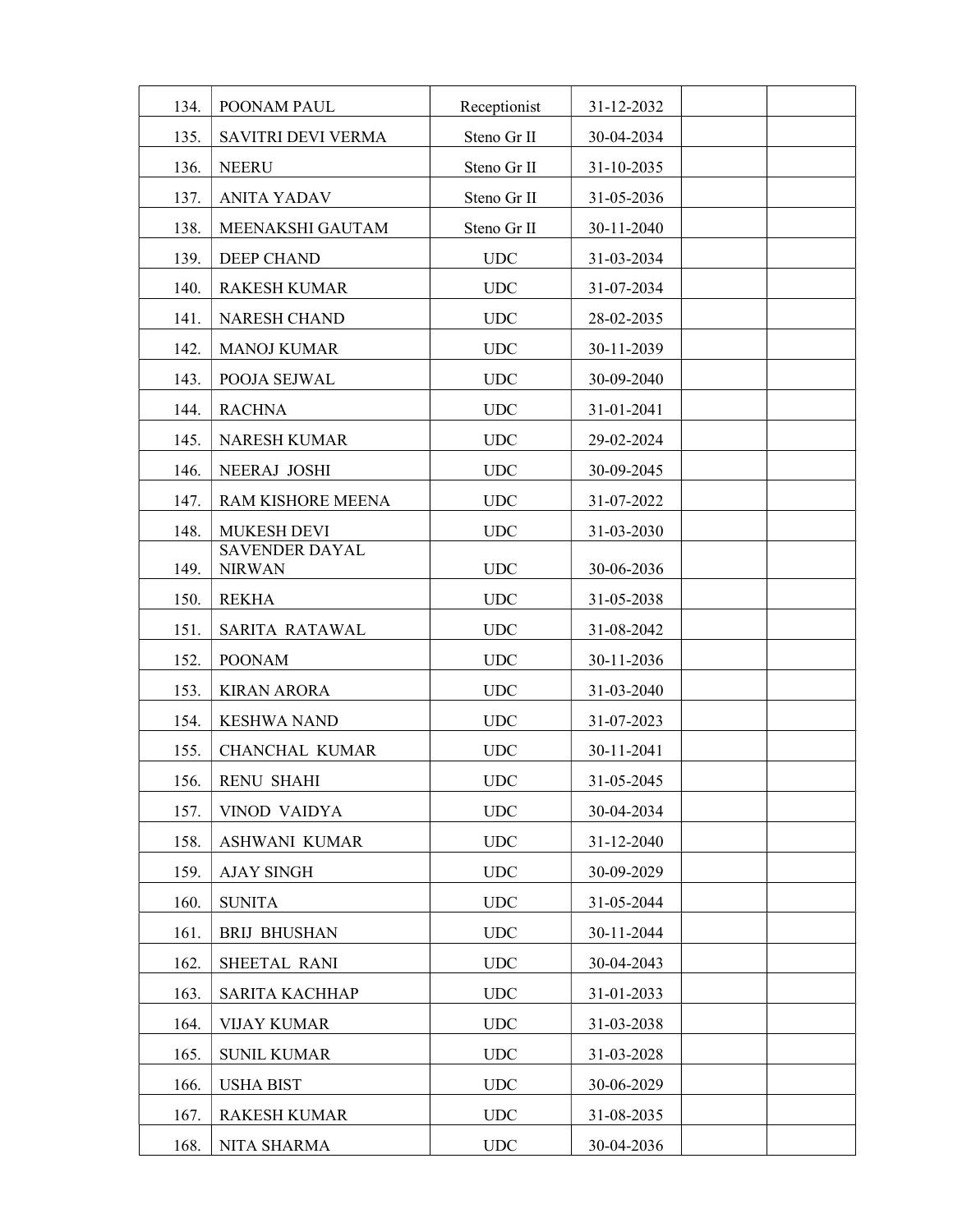| | | | | | |
|---|---|---|---|---|---|
| 134. | POONAM PAUL | Receptionist | 31-12-2032 | | |
| 135. | SAVITRI DEVI VERMA | Steno Gr II | 30-04-2034 | | |
| 136. | NEERU | Steno Gr II | 31-10-2035 | | |
| 137. | ANITA YADAV | Steno Gr II | 31-05-2036 | | |
| 138. | MEENAKSHI GAUTAM | Steno Gr II | 30-11-2040 | | |
| 139. | DEEP CHAND | UDC | 31-03-2034 | | |
| 140. | RAKESH KUMAR | UDC | 31-07-2034 | | |
| 141. | NARESH CHAND | UDC | 28-02-2035 | | |
| 142. | MANOJ KUMAR | UDC | 30-11-2039 | | |
| 143. | POOJA SEJWAL | UDC | 30-09-2040 | | |
| 144. | RACHNA | UDC | 31-01-2041 | | |
| 145. | NARESH KUMAR | UDC | 29-02-2024 | | |
| 146. | NEERAJ JOSHI | UDC | 30-09-2045 | | |
| 147. | RAM KISHORE MEENA | UDC | 31-07-2022 | | |
| 148. | MUKESH DEVI | UDC | 31-03-2030 | | |
| 149. | SAVENDER DAYAL NIRWAN | UDC | 30-06-2036 | | |
| 150. | REKHA | UDC | 31-05-2038 | | |
| 151. | SARITA RATAWAL | UDC | 31-08-2042 | | |
| 152. | POONAM | UDC | 30-11-2036 | | |
| 153. | KIRAN ARORA | UDC | 31-03-2040 | | |
| 154. | KESHWA NAND | UDC | 31-07-2023 | | |
| 155. | CHANCHAL KUMAR | UDC | 30-11-2041 | | |
| 156. | RENU SHAHI | UDC | 31-05-2045 | | |
| 157. | VINOD VAIDYA | UDC | 30-04-2034 | | |
| 158. | ASHWANI KUMAR | UDC | 31-12-2040 | | |
| 159. | AJAY SINGH | UDC | 30-09-2029 | | |
| 160. | SUNITA | UDC | 31-05-2044 | | |
| 161. | BRIJ BHUSHAN | UDC | 30-11-2044 | | |
| 162. | SHEETAL RANI | UDC | 30-04-2043 | | |
| 163. | SARITA KACHHAP | UDC | 31-01-2033 | | |
| 164. | VIJAY KUMAR | UDC | 31-03-2038 | | |
| 165. | SUNIL KUMAR | UDC | 31-03-2028 | | |
| 166. | USHA BIST | UDC | 30-06-2029 | | |
| 167. | RAKESH KUMAR | UDC | 31-08-2035 | | |
| 168. | NITA SHARMA | UDC | 30-04-2036 | | |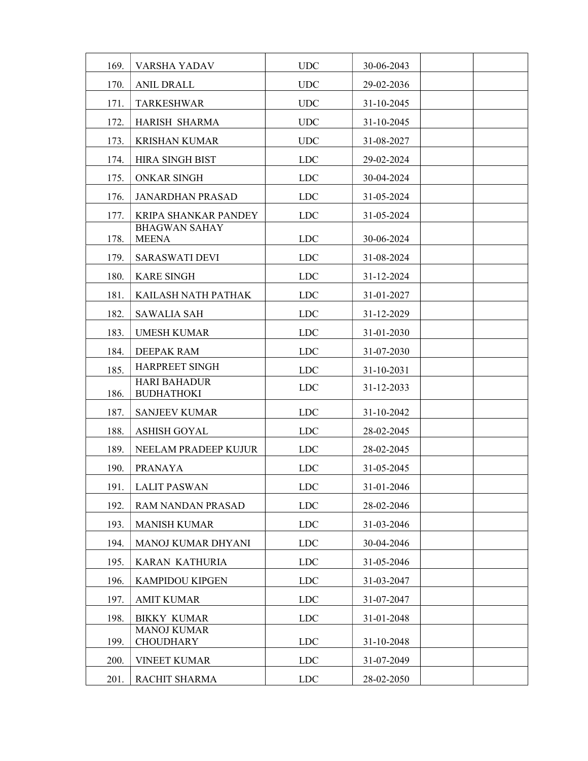| | | | | | |
|---|---|---|---|---|---|
| 169. | VARSHA YADAV | UDC | 30-06-2043 | | |
| 170. | ANIL DRALL | UDC | 29-02-2036 | | |
| 171. | TARKESHWAR | UDC | 31-10-2045 | | |
| 172. | HARISH SHARMA | UDC | 31-10-2045 | | |
| 173. | KRISHAN KUMAR | UDC | 31-08-2027 | | |
| 174. | HIRA SINGH BIST | LDC | 29-02-2024 | | |
| 175. | ONKAR SINGH | LDC | 30-04-2024 | | |
| 176. | JANARDHAN PRASAD | LDC | 31-05-2024 | | |
| 177. | KRIPA SHANKAR PANDEY | LDC | 31-05-2024 | | |
| 178. | BHAGWAN SAHAY MEENA | LDC | 30-06-2024 | | |
| 179. | SARASWATI DEVI | LDC | 31-08-2024 | | |
| 180. | KARE SINGH | LDC | 31-12-2024 | | |
| 181. | KAILASH NATH PATHAK | LDC | 31-01-2027 | | |
| 182. | SAWALIA SAH | LDC | 31-12-2029 | | |
| 183. | UMESH KUMAR | LDC | 31-01-2030 | | |
| 184. | DEEPAK RAM | LDC | 31-07-2030 | | |
| 185. | HARPREET SINGH | LDC | 31-10-2031 | | |
| 186. | HARI BAHADUR BUDHATHOKI | LDC | 31-12-2033 | | |
| 187. | SANJEEV KUMAR | LDC | 31-10-2042 | | |
| 188. | ASHISH GOYAL | LDC | 28-02-2045 | | |
| 189. | NEELAM PRADEEP KUJUR | LDC | 28-02-2045 | | |
| 190. | PRANAYA | LDC | 31-05-2045 | | |
| 191. | LALIT PASWAN | LDC | 31-01-2046 | | |
| 192. | RAM NANDAN PRASAD | LDC | 28-02-2046 | | |
| 193. | MANISH KUMAR | LDC | 31-03-2046 | | |
| 194. | MANOJ KUMAR DHYANI | LDC | 30-04-2046 | | |
| 195. | KARAN KATHURIA | LDC | 31-05-2046 | | |
| 196. | KAMPIDOU KIPGEN | LDC | 31-03-2047 | | |
| 197. | AMIT KUMAR | LDC | 31-07-2047 | | |
| 198. | BIKKY KUMAR | LDC | 31-01-2048 | | |
| 199. | MANOJ KUMAR CHOUDHARY | LDC | 31-10-2048 | | |
| 200. | VINEET KUMAR | LDC | 31-07-2049 | | |
| 201. | RACHIT SHARMA | LDC | 28-02-2050 | | |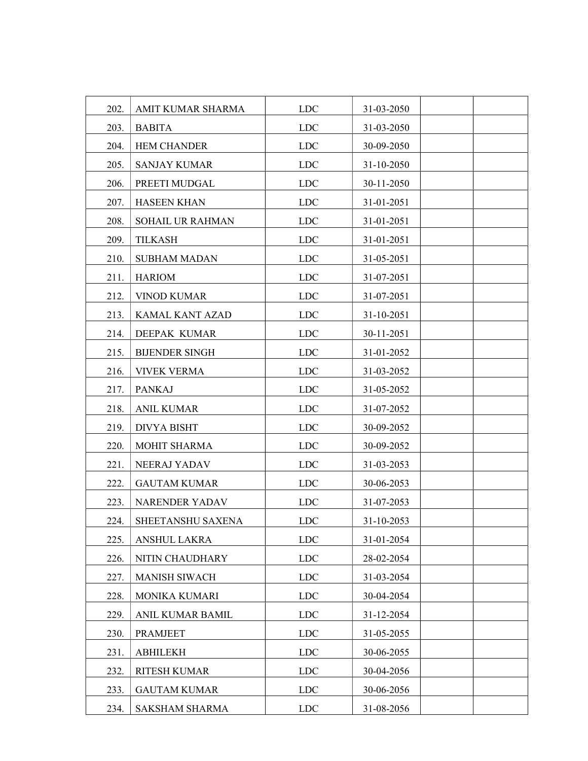| | | | | | |
|---|---|---|---|---|---|
| 202. | AMIT KUMAR SHARMA | LDC | 31-03-2050 | | |
| 203. | BABITA | LDC | 31-03-2050 | | |
| 204. | HEM CHANDER | LDC | 30-09-2050 | | |
| 205. | SANJAY KUMAR | LDC | 31-10-2050 | | |
| 206. | PREETI MUDGAL | LDC | 30-11-2050 | | |
| 207. | HASEEN KHAN | LDC | 31-01-2051 | | |
| 208. | SOHAIL UR RAHMAN | LDC | 31-01-2051 | | |
| 209. | TILKASH | LDC | 31-01-2051 | | |
| 210. | SUBHAM MADAN | LDC | 31-05-2051 | | |
| 211. | HARIOM | LDC | 31-07-2051 | | |
| 212. | VINOD KUMAR | LDC | 31-07-2051 | | |
| 213. | KAMAL KANT AZAD | LDC | 31-10-2051 | | |
| 214. | DEEPAK KUMAR | LDC | 30-11-2051 | | |
| 215. | BIJENDER SINGH | LDC | 31-01-2052 | | |
| 216. | VIVEK VERMA | LDC | 31-03-2052 | | |
| 217. | PANKAJ | LDC | 31-05-2052 | | |
| 218. | ANIL KUMAR | LDC | 31-07-2052 | | |
| 219. | DIVYA BISHT | LDC | 30-09-2052 | | |
| 220. | MOHIT SHARMA | LDC | 30-09-2052 | | |
| 221. | NEERAJ YADAV | LDC | 31-03-2053 | | |
| 222. | GAUTAM KUMAR | LDC | 30-06-2053 | | |
| 223. | NARENDER YADAV | LDC | 31-07-2053 | | |
| 224. | SHEETANSHU SAXENA | LDC | 31-10-2053 | | |
| 225. | ANSHUL LAKRA | LDC | 31-01-2054 | | |
| 226. | NITIN CHAUDHARY | LDC | 28-02-2054 | | |
| 227. | MANISH SIWACH | LDC | 31-03-2054 | | |
| 228. | MONIKA KUMARI | LDC | 30-04-2054 | | |
| 229. | ANIL KUMAR BAMIL | LDC | 31-12-2054 | | |
| 230. | PRAMJEET | LDC | 31-05-2055 | | |
| 231. | ABHILEKH | LDC | 30-06-2055 | | |
| 232. | RITESH KUMAR | LDC | 30-04-2056 | | |
| 233. | GAUTAM KUMAR | LDC | 30-06-2056 | | |
| 234. | SAKSHAM SHARMA | LDC | 31-08-2056 | | |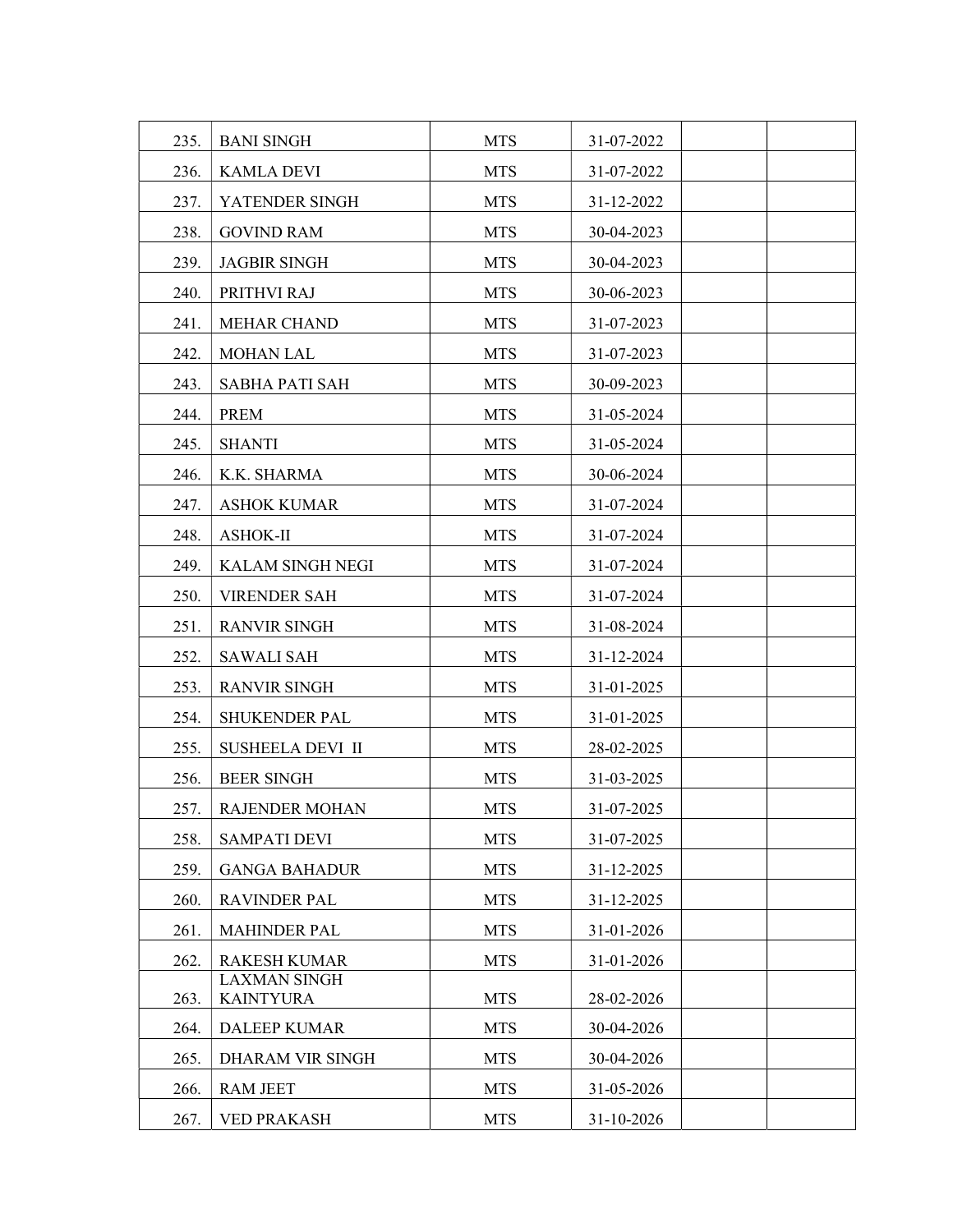| | | | | | |
|---|---|---|---|---|---|
| 235. | BANI SINGH | MTS | 31-07-2022 | | |
| 236. | KAMLA DEVI | MTS | 31-07-2022 | | |
| 237. | YATENDER SINGH | MTS | 31-12-2022 | | |
| 238. | GOVIND RAM | MTS | 30-04-2023 | | |
| 239. | JAGBIR SINGH | MTS | 30-04-2023 | | |
| 240. | PRITHVI RAJ | MTS | 30-06-2023 | | |
| 241. | MEHAR CHAND | MTS | 31-07-2023 | | |
| 242. | MOHAN LAL | MTS | 31-07-2023 | | |
| 243. | SABHA PATI SAH | MTS | 30-09-2023 | | |
| 244. | PREM | MTS | 31-05-2024 | | |
| 245. | SHANTI | MTS | 31-05-2024 | | |
| 246. | K.K. SHARMA | MTS | 30-06-2024 | | |
| 247. | ASHOK KUMAR | MTS | 31-07-2024 | | |
| 248. | ASHOK-II | MTS | 31-07-2024 | | |
| 249. | KALAM SINGH NEGI | MTS | 31-07-2024 | | |
| 250. | VIRENDER SAH | MTS | 31-07-2024 | | |
| 251. | RANVIR SINGH | MTS | 31-08-2024 | | |
| 252. | SAWALI SAH | MTS | 31-12-2024 | | |
| 253. | RANVIR SINGH | MTS | 31-01-2025 | | |
| 254. | SHUKENDER PAL | MTS | 31-01-2025 | | |
| 255. | SUSHEELA DEVI II | MTS | 28-02-2025 | | |
| 256. | BEER SINGH | MTS | 31-03-2025 | | |
| 257. | RAJENDER MOHAN | MTS | 31-07-2025 | | |
| 258. | SAMPATI DEVI | MTS | 31-07-2025 | | |
| 259. | GANGA BAHADUR | MTS | 31-12-2025 | | |
| 260. | RAVINDER PAL | MTS | 31-12-2025 | | |
| 261. | MAHINDER PAL | MTS | 31-01-2026 | | |
| 262. | RAKESH KUMAR | MTS | 31-01-2026 | | |
| 263. | LAXMAN SINGH KAINTYURA | MTS | 28-02-2026 | | |
| 264. | DALEEP KUMAR | MTS | 30-04-2026 | | |
| 265. | DHARAM VIR SINGH | MTS | 30-04-2026 | | |
| 266. | RAM JEET | MTS | 31-05-2026 | | |
| 267. | VED PRAKASH | MTS | 31-10-2026 | | |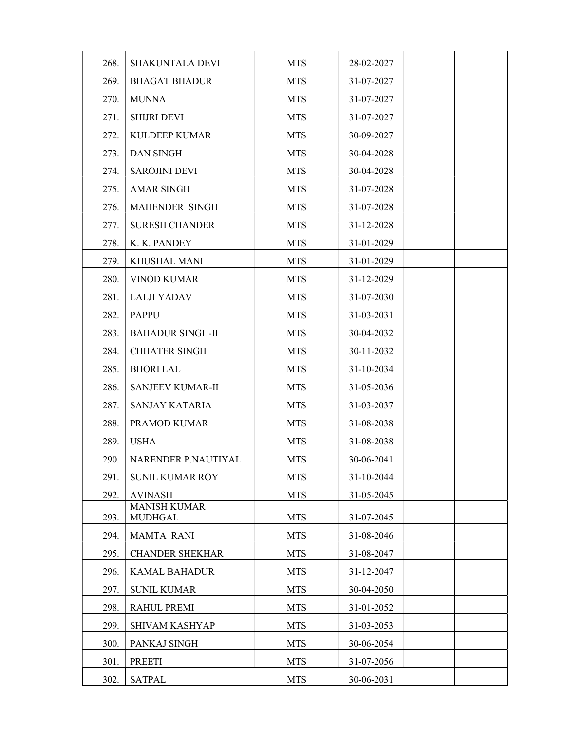| | | | | | |
|---|---|---|---|---|---|
| 268. | SHAKUNTALA DEVI | MTS | 28-02-2027 | | |
| 269. | BHAGAT BHADUR | MTS | 31-07-2027 | | |
| 270. | MUNNA | MTS | 31-07-2027 | | |
| 271. | SHIJRI DEVI | MTS | 31-07-2027 | | |
| 272. | KULDEEP KUMAR | MTS | 30-09-2027 | | |
| 273. | DAN SINGH | MTS | 30-04-2028 | | |
| 274. | SAROJINI DEVI | MTS | 30-04-2028 | | |
| 275. | AMAR SINGH | MTS | 31-07-2028 | | |
| 276. | MAHENDER SINGH | MTS | 31-07-2028 | | |
| 277. | SURESH CHANDER | MTS | 31-12-2028 | | |
| 278. | K. K. PANDEY | MTS | 31-01-2029 | | |
| 279. | KHUSHAL MANI | MTS | 31-01-2029 | | |
| 280. | VINOD KUMAR | MTS | 31-12-2029 | | |
| 281. | LALJI YADAV | MTS | 31-07-2030 | | |
| 282. | PAPPU | MTS | 31-03-2031 | | |
| 283. | BAHADUR SINGH-II | MTS | 30-04-2032 | | |
| 284. | CHHATER SINGH | MTS | 30-11-2032 | | |
| 285. | BHORI LAL | MTS | 31-10-2034 | | |
| 286. | SANJEEV KUMAR-II | MTS | 31-05-2036 | | |
| 287. | SANJAY KATARIA | MTS | 31-03-2037 | | |
| 288. | PRAMOD KUMAR | MTS | 31-08-2038 | | |
| 289. | USHA | MTS | 31-08-2038 | | |
| 290. | NARENDER P.NAUTIYAL | MTS | 30-06-2041 | | |
| 291. | SUNIL KUMAR ROY | MTS | 31-10-2044 | | |
| 292. | AVINASH | MTS | 31-05-2045 | | |
| 293. | MANISH KUMAR MUDHGAL | MTS | 31-07-2045 | | |
| 294. | MAMTA RANI | MTS | 31-08-2046 | | |
| 295. | CHANDER SHEKHAR | MTS | 31-08-2047 | | |
| 296. | KAMAL BAHADUR | MTS | 31-12-2047 | | |
| 297. | SUNIL KUMAR | MTS | 30-04-2050 | | |
| 298. | RAHUL PREMI | MTS | 31-01-2052 | | |
| 299. | SHIVAM KASHYAP | MTS | 31-03-2053 | | |
| 300. | PANKAJ SINGH | MTS | 30-06-2054 | | |
| 301. | PREETI | MTS | 31-07-2056 | | |
| 302. | SATPAL | MTS | 30-06-2031 | | |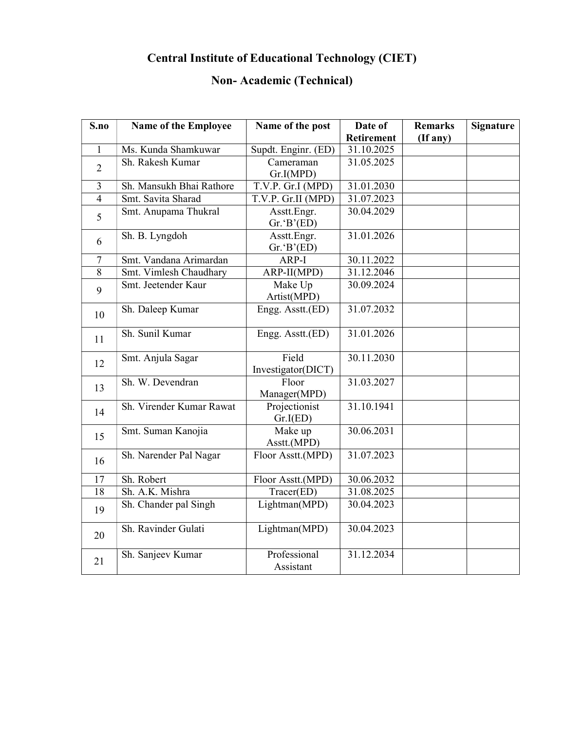# Central Institute of Educational Technology (CIET)

## Non- Academic (Technical)

| S.no | Name of the Employee | Name of the post | Date of Retirement | Remarks (If any) | Signature |
|---|---|---|---|---|---|
| 1 | Ms. Kunda Shamkuwar | Supdt. Enginr. (ED) | 31.10.2025 | | |
| 2 | Sh. Rakesh Kumar | Cameraman Gr.I(MPD) | 31.05.2025 | | |
| 3 | Sh. Mansukh Bhai Rathore | T.V.P. Gr.I (MPD) | 31.01.2030 | | |
| 4 | Smt. Savita Sharad | T.V.P. Gr.II (MPD) | 31.07.2023 | | |
| 5 | Smt. Anupama Thukral | Asstt.Engr. Gr.'B'(ED) | 30.04.2029 | | |
| 6 | Sh. B. Lyngdoh | Asstt.Engr. Gr.'B'(ED) | 31.01.2026 | | |
| 7 | Smt. Vandana Arimardan | ARP-I | 30.11.2022 | | |
| 8 | Smt. Vimlesh Chaudhary | ARP-II(MPD) | 31.12.2046 | | |
| 9 | Smt. Jeetender Kaur | Make Up Artist(MPD) | 30.09.2024 | | |
| 10 | Sh. Daleep Kumar | Engg. Asstt.(ED) | 31.07.2032 | | |
| 11 | Sh. Sunil Kumar | Engg. Asstt.(ED) | 31.01.2026 | | |
| 12 | Smt. Anjula Sagar | Field Investigator(DICT) | 30.11.2030 | | |
| 13 | Sh. W. Devendran | Floor Manager(MPD) | 31.03.2027 | | |
| 14 | Sh. Virender Kumar Rawat | Projectionist Gr.I(ED) | 31.10.1941 | | |
| 15 | Smt. Suman Kanojia | Make up Asstt.(MPD) | 30.06.2031 | | |
| 16 | Sh. Narender Pal Nagar | Floor Asstt.(MPD) | 31.07.2023 | | |
| 17 | Sh. Robert | Floor Asstt.(MPD) | 30.06.2032 | | |
| 18 | Sh. A.K. Mishra | Tracer(ED) | 31.08.2025 | | |
| 19 | Sh. Chander pal Singh | Lightman(MPD) | 30.04.2023 | | |
| 20 | Sh. Ravinder Gulati | Lightman(MPD) | 30.04.2023 | | |
| 21 | Sh. Sanjeev Kumar | Professional Assistant | 31.12.2034 | | |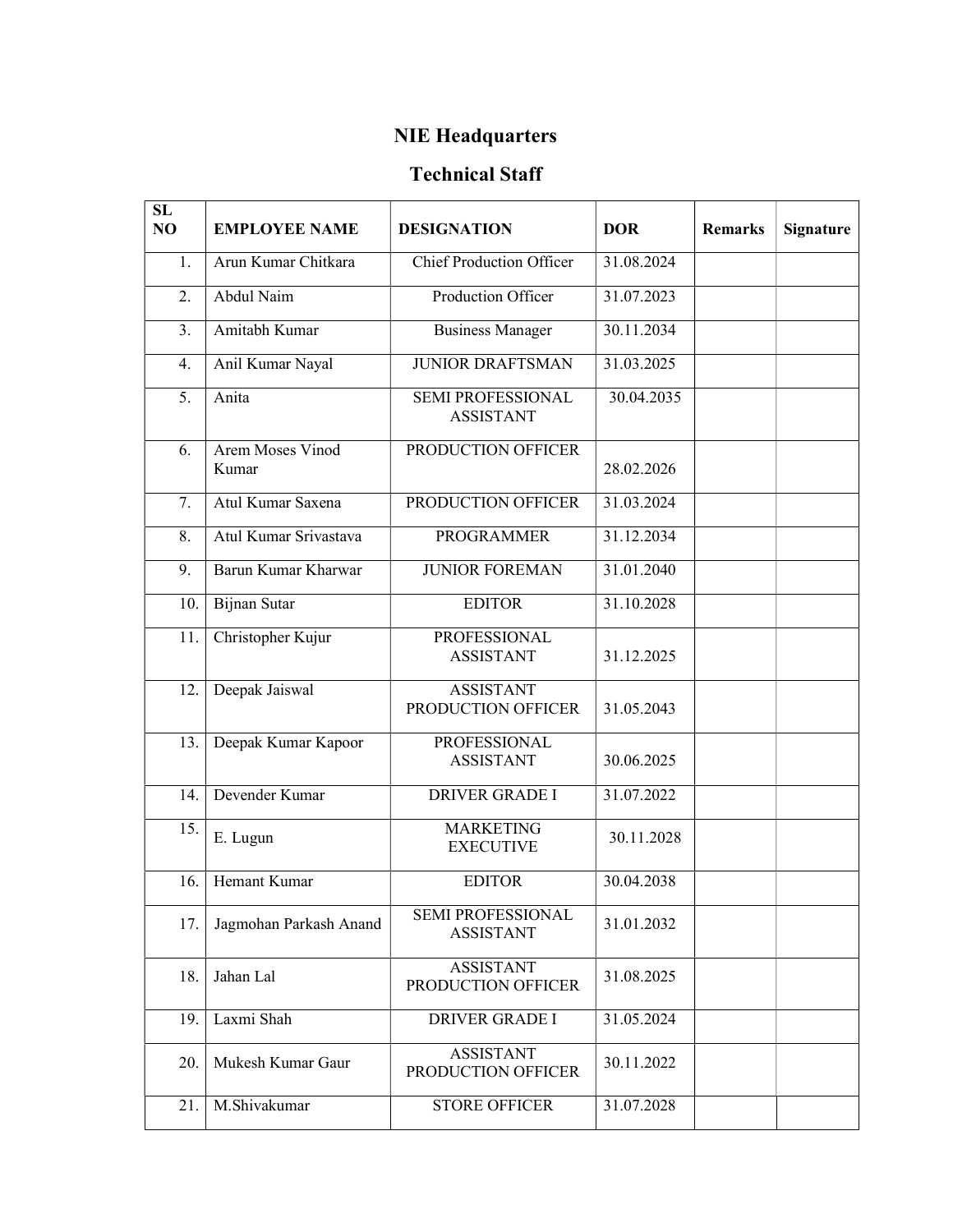# NIE Headquarters

## Technical Staff

| SL NO | EMPLOYEE NAME | DESIGNATION | DOR | Remarks | Signature |
|---|---|---|---|---|---|
| 1. | Arun Kumar Chitkara | Chief Production Officer | 31.08.2024 | | |
| 2. | Abdul Naim | Production Officer | 31.07.2023 | | |
| 3. | Amitabh Kumar | Business Manager | 30.11.2034 | | |
| 4. | Anil Kumar Nayal | JUNIOR DRAFTSMAN | 31.03.2025 | | |
| 5. | Anita | SEMI PROFESSIONAL ASSISTANT | 30.04.2035 | | |
| 6. | Arem Moses Vinod Kumar | PRODUCTION OFFICER | 28.02.2026 | | |
| 7. | Atul Kumar Saxena | PRODUCTION OFFICER | 31.03.2024 | | |
| 8. | Atul Kumar Srivastava | PROGRAMMER | 31.12.2034 | | |
| 9. | Barun Kumar Kharwar | JUNIOR FOREMAN | 31.01.2040 | | |
| 10. | Bijnan Sutar | EDITOR | 31.10.2028 | | |
| 11. | Christopher Kujur | PROFESSIONAL ASSISTANT | 31.12.2025 | | |
| 12. | Deepak Jaiswal | ASSISTANT PRODUCTION OFFICER | 31.05.2043 | | |
| 13. | Deepak Kumar Kapoor | PROFESSIONAL ASSISTANT | 30.06.2025 | | |
| 14. | Devender Kumar | DRIVER GRADE I | 31.07.2022 | | |
| 15. | E. Lugun | MARKETING EXECUTIVE | 30.11.2028 | | |
| 16. | Hemant Kumar | EDITOR | 30.04.2038 | | |
| 17. | Jagmohan Parkash Anand | SEMI PROFESSIONAL ASSISTANT | 31.01.2032 | | |
| 18. | Jahan Lal | ASSISTANT PRODUCTION OFFICER | 31.08.2025 | | |
| 19. | Laxmi Shah | DRIVER GRADE I | 31.05.2024 | | |
| 20. | Mukesh Kumar Gaur | ASSISTANT PRODUCTION OFFICER | 30.11.2022 | | |
| 21. | M.Shivakumar | STORE OFFICER | 31.07.2028 | | |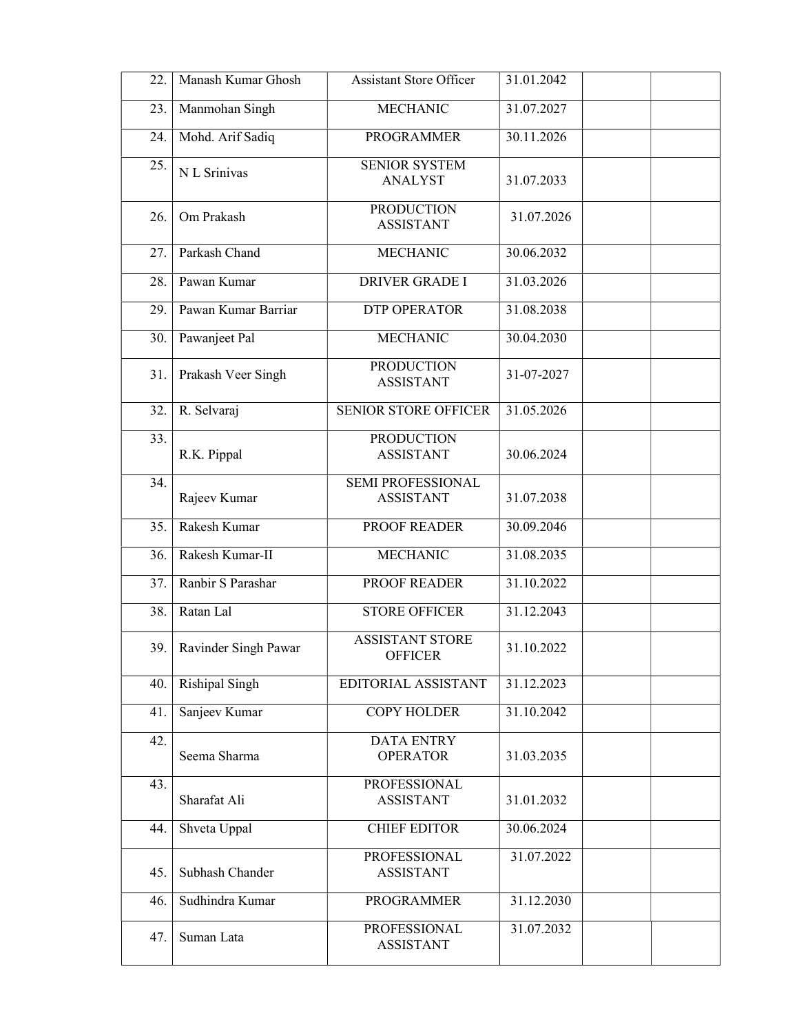| | | | | | |
|---|---|---|---|---|---|
| 22. | Manash Kumar Ghosh | Assistant Store Officer | 31.01.2042 | | |
| 23. | Manmohan Singh | MECHANIC | 31.07.2027 | | |
| 24. | Mohd. Arif Sadiq | PROGRAMMER | 30.11.2026 | | |
| 25. | N L Srinivas | SENIOR SYSTEM ANALYST | 31.07.2033 | | |
| 26. | Om Prakash | PRODUCTION ASSISTANT | 31.07.2026 | | |
| 27. | Parkash Chand | MECHANIC | 30.06.2032 | | |
| 28. | Pawan Kumar | DRIVER GRADE I | 31.03.2026 | | |
| 29. | Pawan Kumar Barriar | DTP OPERATOR | 31.08.2038 | | |
| 30. | Pawanjeet Pal | MECHANIC | 30.04.2030 | | |
| 31. | Prakash Veer Singh | PRODUCTION ASSISTANT | 31-07-2027 | | |
| 32. | R. Selvaraj | SENIOR STORE OFFICER | 31.05.2026 | | |
| 33. | R.K. Pippal | PRODUCTION ASSISTANT | 30.06.2024 | | |
| 34. | Rajeev Kumar | SEMI PROFESSIONAL ASSISTANT | 31.07.2038 | | |
| 35. | Rakesh Kumar | PROOF READER | 30.09.2046 | | |
| 36. | Rakesh Kumar-II | MECHANIC | 31.08.2035 | | |
| 37. | Ranbir S Parashar | PROOF READER | 31.10.2022 | | |
| 38. | Ratan Lal | STORE OFFICER | 31.12.2043 | | |
| 39. | Ravinder Singh Pawar | ASSISTANT STORE OFFICER | 31.10.2022 | | |
| 40. | Rishipal Singh | EDITORIAL ASSISTANT | 31.12.2023 | | |
| 41. | Sanjeev Kumar | COPY HOLDER | 31.10.2042 | | |
| 42. | Seema Sharma | DATA ENTRY OPERATOR | 31.03.2035 | | |
| 43. | Sharafat Ali | PROFESSIONAL ASSISTANT | 31.01.2032 | | |
| 44. | Shveta Uppal | CHIEF EDITOR | 30.06.2024 | | |
| 45. | Subhash Chander | PROFESSIONAL ASSISTANT | 31.07.2022 | | |
| 46. | Sudhindra Kumar | PROGRAMMER | 31.12.2030 | | |
| 47. | Suman Lata | PROFESSIONAL ASSISTANT | 31.07.2032 | | |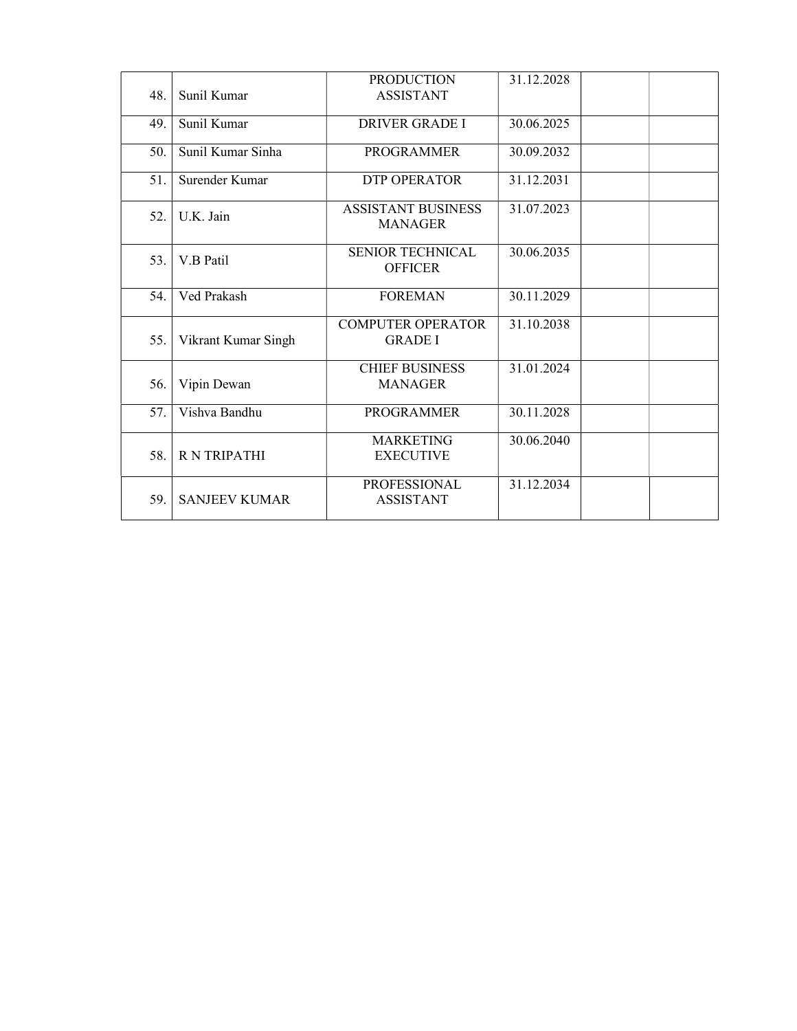| | | | | | |
|---|---|---|---|---|---|
| 48. | Sunil Kumar | PRODUCTION ASSISTANT | 31.12.2028 | | |
| 49. | Sunil Kumar | DRIVER GRADE I | 30.06.2025 | | |
| 50. | Sunil Kumar Sinha | PROGRAMMER | 30.09.2032 | | |
| 51. | Surender Kumar | DTP OPERATOR | 31.12.2031 | | |
| 52. | U.K. Jain | ASSISTANT BUSINESS MANAGER | 31.07.2023 | | |
| 53. | V.B Patil | SENIOR TECHNICAL OFFICER | 30.06.2035 | | |
| 54. | Ved Prakash | FOREMAN | 30.11.2029 | | |
| 55. | Vikrant Kumar Singh | COMPUTER OPERATOR GRADE I | 31.10.2038 | | |
| 56. | Vipin Dewan | CHIEF BUSINESS MANAGER | 31.01.2024 | | |
| 57. | Vishva Bandhu | PROGRAMMER | 30.11.2028 | | |
| 58. | R N TRIPATHI | MARKETING EXECUTIVE | 30.06.2040 | | |
| 59. | SANJEEV KUMAR | PROFESSIONAL ASSISTANT | 31.12.2034 | | |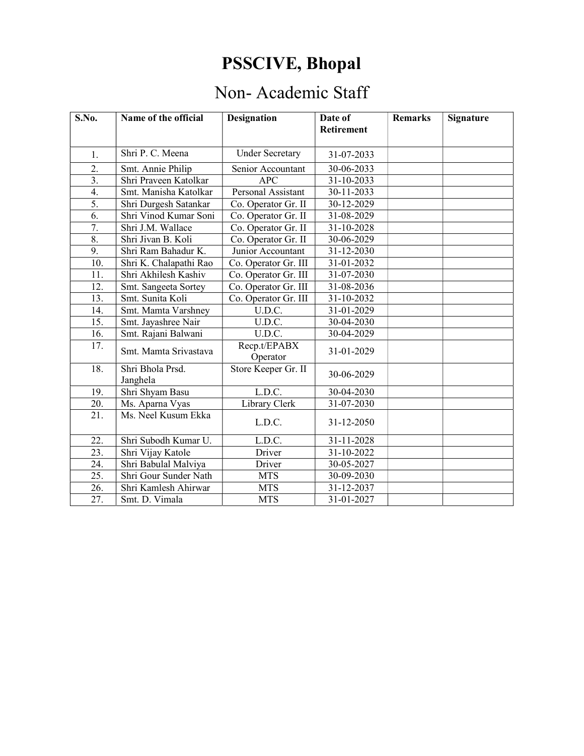# PSSCIVE, Bhopal

## Non- Academic Staff

| S.No. | Name of the official | Designation | Date of Retirement | Remarks | Signature |
|---|---|---|---|---|---|
| 1. | Shri P. C. Meena | Under Secretary | 31-07-2033 | | |
| 2. | Smt. Annie Philip | Senior Accountant | 30-06-2033 | | |
| 3. | Shri Praveen Katolkar | APC | 31-10-2033 | | |
| 4. | Smt. Manisha Katolkar | Personal Assistant | 30-11-2033 | | |
| 5. | Shri Durgesh Satankar | Co. Operator Gr. II | 30-12-2029 | | |
| 6. | Shri Vinod Kumar Soni | Co. Operator Gr. II | 31-08-2029 | | |
| 7. | Shri J.M. Wallace | Co. Operator Gr. II | 31-10-2028 | | |
| 8. | Shri Jivan B. Koli | Co. Operator Gr. II | 30-06-2029 | | |
| 9. | Shri Ram Bahadur K. | Junior Accountant | 31-12-2030 | | |
| 10. | Shri K. Chalapathi Rao | Co. Operator Gr. III | 31-01-2032 | | |
| 11. | Shri Akhilesh Kashiv | Co. Operator Gr. III | 31-07-2030 | | |
| 12. | Smt. Sangeeta Sortey | Co. Operator Gr. III | 31-08-2036 | | |
| 13. | Smt. Sunita Koli | Co. Operator Gr. III | 31-10-2032 | | |
| 14. | Smt. Mamta Varshney | U.D.C. | 31-01-2029 | | |
| 15. | Smt. Jayashree Nair | U.D.C. | 30-04-2030 | | |
| 16. | Smt. Rajani Balwani | U.D.C. | 30-04-2029 | | |
| 17. | Smt. Mamta Srivastava | Recp.t/EPABX Operator | 31-01-2029 | | |
| 18. | Shri Bhola Prsd. Janghela | Store Keeper Gr. II | 30-06-2029 | | |
| 19. | Shri Shyam Basu | L.D.C. | 30-04-2030 | | |
| 20. | Ms. Aparna Vyas | Library Clerk | 31-07-2030 | | |
| 21. | Ms. Neel Kusum Ekka | L.D.C. | 31-12-2050 | | |
| 22. | Shri Subodh Kumar U. | L.D.C. | 31-11-2028 | | |
| 23. | Shri Vijay Katole | Driver | 31-10-2022 | | |
| 24. | Shri Babulal Malviya | Driver | 30-05-2027 | | |
| 25. | Shri Gour Sunder Nath | MTS | 30-09-2030 | | |
| 26. | Shri Kamlesh Ahirwar | MTS | 31-12-2037 | | |
| 27. | Smt. D. Vimala | MTS | 31-01-2027 | | |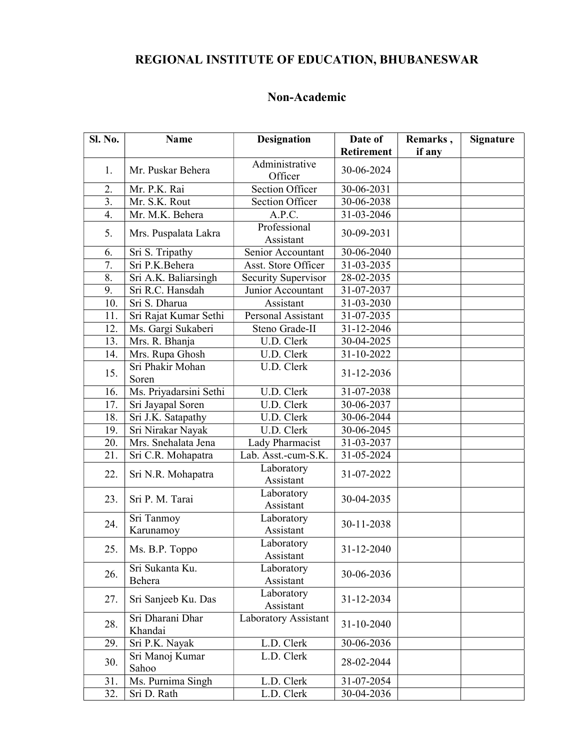# REGIONAL INSTITUTE OF EDUCATION, BHUBANESWAR

## Non-Academic

| Sl. No. | Name | Designation | Date of Retirement | Remarks , if any | Signature |
|---|---|---|---|---|---|
| 1. | Mr. Puskar Behera | Administrative Officer | 30-06-2024 | | |
| 2. | Mr. P.K. Rai | Section Officer | 30-06-2031 | | |
| 3. | Mr. S.K. Rout | Section Officer | 30-06-2038 | | |
| 4. | Mr. M.K. Behera | A.P.C. | 31-03-2046 | | |
| 5. | Mrs. Puspalata Lakra | Professional Assistant | 30-09-2031 | | |
| 6. | Sri S. Tripathy | Senior Accountant | 30-06-2040 | | |
| 7. | Sri P.K.Behera | Asst. Store Officer | 31-03-2035 | | |
| 8. | Sri A.K. Baliarsingh | Security Supervisor | 28-02-2035 | | |
| 9. | Sri R.C. Hansdah | Junior Accountant | 31-07-2037 | | |
| 10. | Sri S. Dharua | Assistant | 31-03-2030 | | |
| 11. | Sri Rajat Kumar Sethi | Personal Assistant | 31-07-2035 | | |
| 12. | Ms. Gargi Sukaberi | Steno Grade-II | 31-12-2046 | | |
| 13. | Mrs. R. Bhanja | U.D. Clerk | 30-04-2025 | | |
| 14. | Mrs. Rupa Ghosh | U.D. Clerk | 31-10-2022 | | |
| 15. | Sri Phakir Mohan Soren | U.D. Clerk | 31-12-2036 | | |
| 16. | Ms. Priyadarsini Sethi | U.D. Clerk | 31-07-2038 | | |
| 17. | Sri Jayapal Soren | U.D. Clerk | 30-06-2037 | | |
| 18. | Sri J.K. Satapathy | U.D. Clerk | 30-06-2044 | | |
| 19. | Sri Nirakar Nayak | U.D. Clerk | 30-06-2045 | | |
| 20. | Mrs. Snehalata Jena | Lady Pharmacist | 31-03-2037 | | |
| 21. | Sri C.R. Mohapatra | Lab. Asst.-cum-S.K. | 31-05-2024 | | |
| 22. | Sri N.R. Mohapatra | Laboratory Assistant | 31-07-2022 | | |
| 23. | Sri P. M. Tarai | Laboratory Assistant | 30-04-2035 | | |
| 24. | Sri Tanmoy Karunamoy | Laboratory Assistant | 30-11-2038 | | |
| 25. | Ms. B.P. Toppo | Laboratory Assistant | 31-12-2040 | | |
| 26. | Sri Sukanta Ku. Behera | Laboratory Assistant | 30-06-2036 | | |
| 27. | Sri Sanjeeb Ku. Das | Laboratory Assistant | 31-12-2034 | | |
| 28. | Sri Dharani Dhar Khandai | Laboratory Assistant | 31-10-2040 | | |
| 29. | Sri P.K. Nayak | L.D. Clerk | 30-06-2036 | | |
| 30. | Sri Manoj Kumar Sahoo | L.D. Clerk | 28-02-2044 | | |
| 31. | Ms. Purnima Singh | L.D. Clerk | 31-07-2054 | | |
| 32. | Sri D. Rath | L.D. Clerk | 30-04-2036 | | |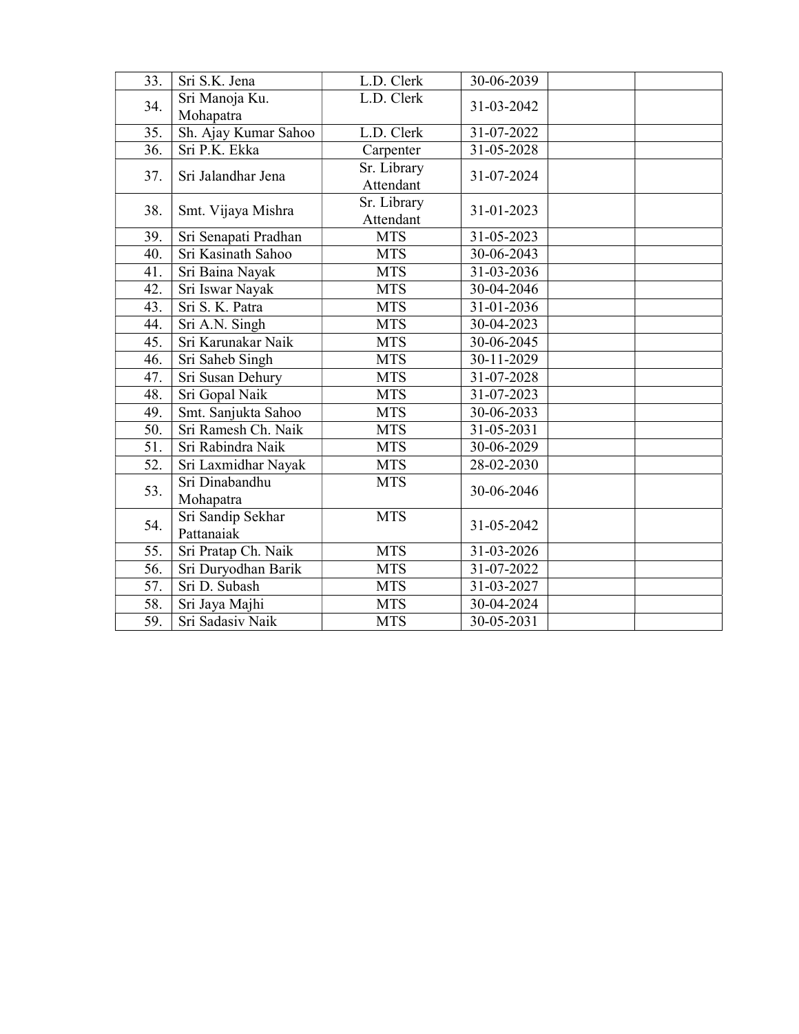| | | | | | |
|---|---|---|---|---|---|
| 33. | Sri S.K. Jena | L.D. Clerk | 30-06-2039 | | |
| 34. | Sri Manoja Ku. Mohapatra | L.D. Clerk | 31-03-2042 | | |
| 35. | Sh. Ajay Kumar Sahoo | L.D. Clerk | 31-07-2022 | | |
| 36. | Sri P.K. Ekka | Carpenter | 31-05-2028 | | |
| 37. | Sri Jalandhar Jena | Sr. Library Attendant | 31-07-2024 | | |
| 38. | Smt. Vijaya Mishra | Sr. Library Attendant | 31-01-2023 | | |
| 39. | Sri Senapati Pradhan | MTS | 31-05-2023 | | |
| 40. | Sri Kasinath Sahoo | MTS | 30-06-2043 | | |
| 41. | Sri Baina Nayak | MTS | 31-03-2036 | | |
| 42. | Sri Iswar Nayak | MTS | 30-04-2046 | | |
| 43. | Sri S. K. Patra | MTS | 31-01-2036 | | |
| 44. | Sri A.N. Singh | MTS | 30-04-2023 | | |
| 45. | Sri Karunakar Naik | MTS | 30-06-2045 | | |
| 46. | Sri Saheb Singh | MTS | 30-11-2029 | | |
| 47. | Sri Susan Dehury | MTS | 31-07-2028 | | |
| 48. | Sri Gopal Naik | MTS | 31-07-2023 | | |
| 49. | Smt. Sanjukta Sahoo | MTS | 30-06-2033 | | |
| 50. | Sri Ramesh Ch. Naik | MTS | 31-05-2031 | | |
| 51. | Sri Rabindra Naik | MTS | 30-06-2029 | | |
| 52. | Sri Laxmidhar Nayak | MTS | 28-02-2030 | | |
| 53. | Sri Dinabandhu Mohapatra | MTS | 30-06-2046 | | |
| 54. | Sri Sandip Sekhar Pattanaiak | MTS | 31-05-2042 | | |
| 55. | Sri Pratap Ch. Naik | MTS | 31-03-2026 | | |
| 56. | Sri Duryodhan Barik | MTS | 31-07-2022 | | |
| 57. | Sri D. Subash | MTS | 31-03-2027 | | |
| 58. | Sri Jaya Majhi | MTS | 30-04-2024 | | |
| 59. | Sri Sadasiv Naik | MTS | 30-05-2031 | | |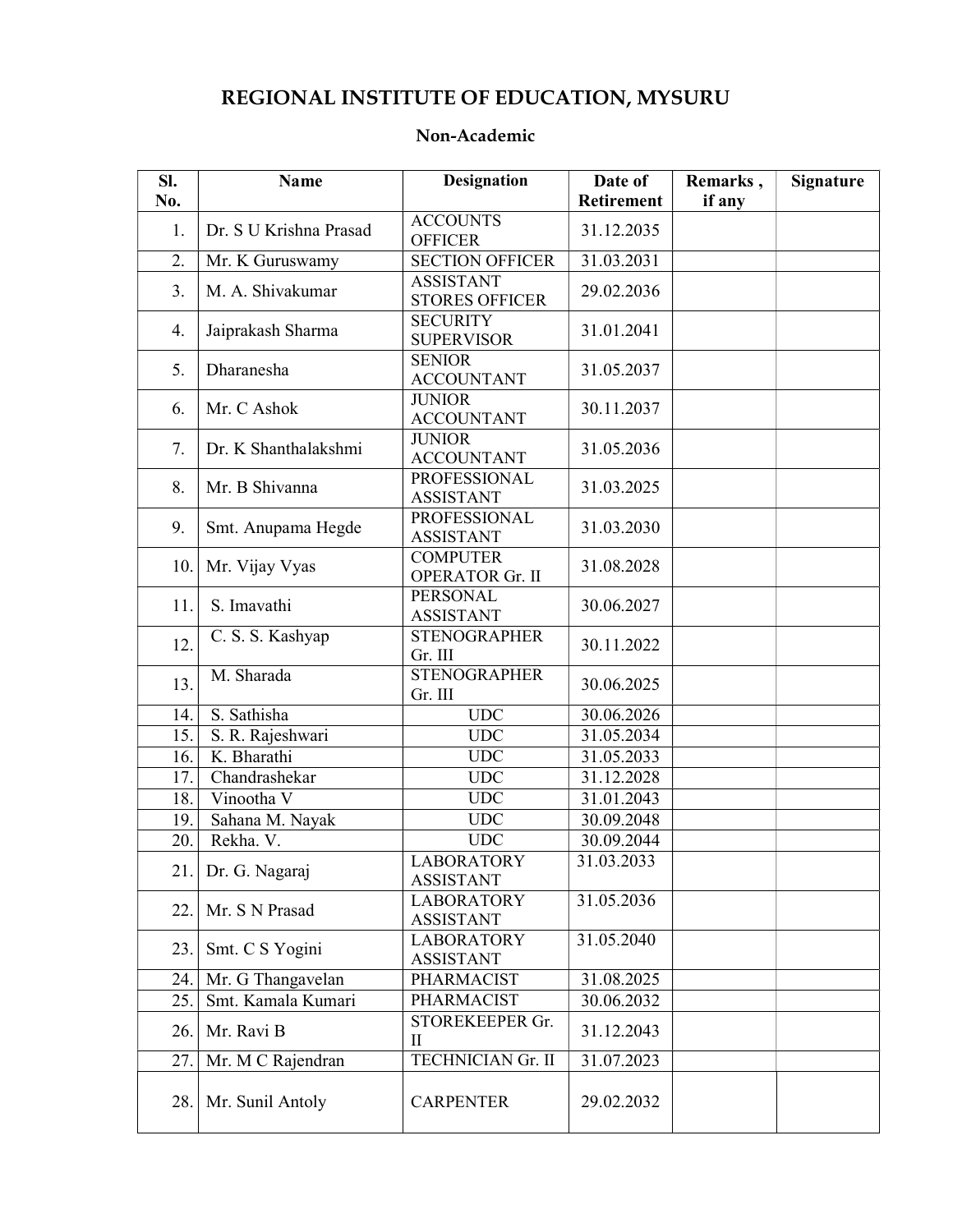# REGIONAL INSTITUTE OF EDUCATION, MYSURU

## Non-Academic

| Sl. No. | Name | Designation | Date of Retirement | Remarks , if any | Signature |
|---|---|---|---|---|---|
| 1. | Dr. S U Krishna Prasad | ACCOUNTS OFFICER | 31.12.2035 | | |
| 2. | Mr. K Guruswamy | SECTION OFFICER | 31.03.2031 | | |
| 3. | M. A. Shivakumar | ASSISTANT STORES OFFICER | 29.02.2036 | | |
| 4. | Jaiprakash Sharma | SECURITY SUPERVISOR | 31.01.2041 | | |
| 5. | Dharanesha | SENIOR ACCOUNTANT | 31.05.2037 | | |
| 6. | Mr. C Ashok | JUNIOR ACCOUNTANT | 30.11.2037 | | |
| 7. | Dr. K Shanthalakshmi | JUNIOR ACCOUNTANT | 31.05.2036 | | |
| 8. | Mr. B Shivanna | PROFESSIONAL ASSISTANT | 31.03.2025 | | |
| 9. | Smt. Anupama Hegde | PROFESSIONAL ASSISTANT | 31.03.2030 | | |
| 10. | Mr. Vijay Vyas | COMPUTER OPERATOR Gr. II | 31.08.2028 | | |
| 11. | S. Imavathi | PERSONAL ASSISTANT | 30.06.2027 | | |
| 12. | C. S. S. Kashyap | STENOGRAPHER Gr. III | 30.11.2022 | | |
| 13. | M. Sharada | STENOGRAPHER Gr. III | 30.06.2025 | | |
| 14. | S. Sathisha | UDC | 30.06.2026 | | |
| 15. | S. R. Rajeshwari | UDC | 31.05.2034 | | |
| 16. | K. Bharathi | UDC | 31.05.2033 | | |
| 17. | Chandrashekar | UDC | 31.12.2028 | | |
| 18. | Vinootha V | UDC | 31.01.2043 | | |
| 19. | Sahana M. Nayak | UDC | 30.09.2048 | | |
| 20. | Rekha. V. | UDC | 30.09.2044 | | |
| 21. | Dr. G. Nagaraj | LABORATORY ASSISTANT | 31.03.2033 | | |
| 22. | Mr. S N Prasad | LABORATORY ASSISTANT | 31.05.2036 | | |
| 23. | Smt. C S Yogini | LABORATORY ASSISTANT | 31.05.2040 | | |
| 24. | Mr. G Thangavelan | PHARMACIST | 31.08.2025 | | |
| 25. | Smt. Kamala Kumari | PHARMACIST | 30.06.2032 | | |
| 26. | Mr. Ravi B | STOREKEEPER Gr. II | 31.12.2043 | | |
| 27. | Mr. M C Rajendran | TECHNICIAN Gr. II | 31.07.2023 | | |
| 28. | Mr. Sunil Antoly | CARPENTER | 29.02.2032 | | |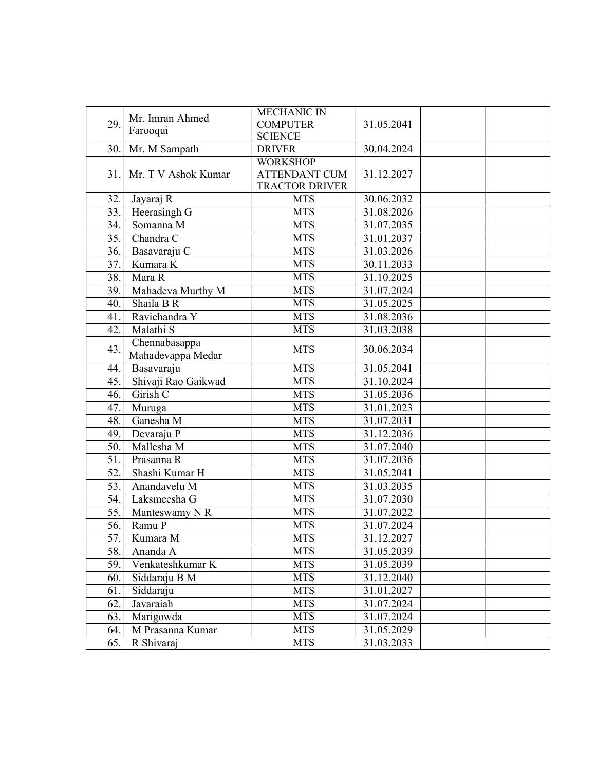| | | | | | |
|---|---|---|---|---|---|
| 29. | Mr. Imran Ahmed Farooqui | MECHANIC IN COMPUTER SCIENCE | 31.05.2041 | | |
| 30. | Mr. M Sampath | DRIVER | 30.04.2024 | | |
| 31. | Mr. T V Ashok Kumar | WORKSHOP ATTENDANT CUM TRACTOR DRIVER | 31.12.2027 | | |
| 32. | Jayaraj R | MTS | 30.06.2032 | | |
| 33. | Heerasingh G | MTS | 31.08.2026 | | |
| 34. | Somanna M | MTS | 31.07.2035 | | |
| 35. | Chandra C | MTS | 31.01.2037 | | |
| 36. | Basavaraju C | MTS | 31.03.2026 | | |
| 37. | Kumara K | MTS | 30.11.2033 | | |
| 38. | Mara R | MTS | 31.10.2025 | | |
| 39. | Mahadeva Murthy M | MTS | 31.07.2024 | | |
| 40. | Shaila B R | MTS | 31.05.2025 | | |
| 41. | Ravichandra Y | MTS | 31.08.2036 | | |
| 42. | Malathi S | MTS | 31.03.2038 | | |
| 43. | Chennabasappa Mahadevappa Medar | MTS | 30.06.2034 | | |
| 44. | Basavaraju | MTS | 31.05.2041 | | |
| 45. | Shivaji Rao Gaikwad | MTS | 31.10.2024 | | |
| 46. | Girish C | MTS | 31.05.2036 | | |
| 47. | Muruga | MTS | 31.01.2023 | | |
| 48. | Ganesha M | MTS | 31.07.2031 | | |
| 49. | Devaraju P | MTS | 31.12.2036 | | |
| 50. | Mallesha M | MTS | 31.07.2040 | | |
| 51. | Prasanna R | MTS | 31.07.2036 | | |
| 52. | Shashi Kumar H | MTS | 31.05.2041 | | |
| 53. | Anandavelu M | MTS | 31.03.2035 | | |
| 54. | Laksmeesha G | MTS | 31.07.2030 | | |
| 55. | Manteswamy N R | MTS | 31.07.2022 | | |
| 56. | Ramu P | MTS | 31.07.2024 | | |
| 57. | Kumara M | MTS | 31.12.2027 | | |
| 58. | Ananda A | MTS | 31.05.2039 | | |
| 59. | Venkateshkumar K | MTS | 31.05.2039 | | |
| 60. | Siddaraju B M | MTS | 31.12.2040 | | |
| 61. | Siddaraju | MTS | 31.01.2027 | | |
| 62. | Javaraiah | MTS | 31.07.2024 | | |
| 63. | Marigowda | MTS | 31.07.2024 | | |
| 64. | M Prasanna Kumar | MTS | 31.05.2029 | | |
| 65. | R Shivaraj | MTS | 31.03.2033 | | |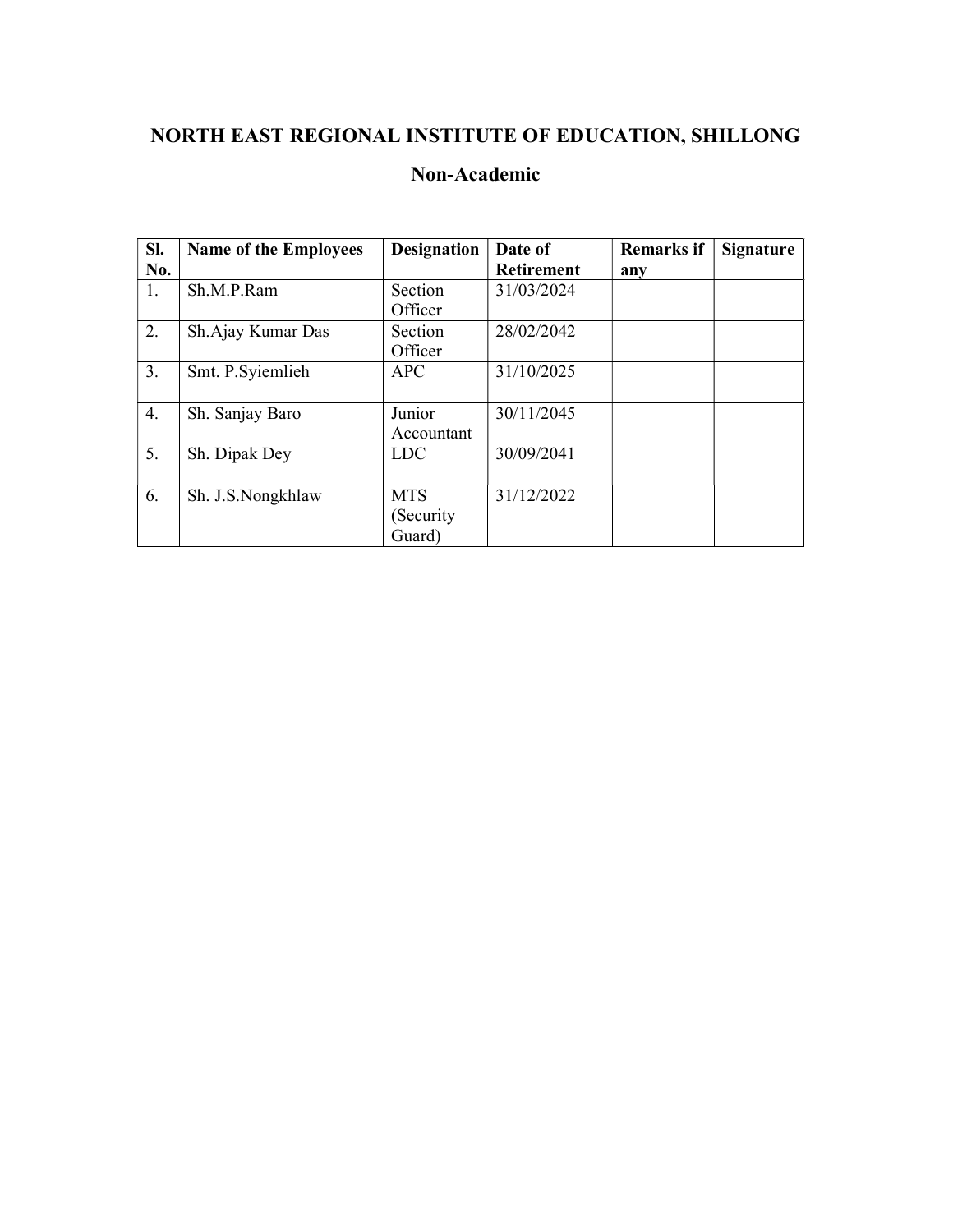# NORTH EAST REGIONAL INSTITUTE OF EDUCATION, SHILLONG

## Non-Academic

| Sl. No. | Name of the Employees | Designation | Date of Retirement | Remarks if any | Signature |
|---|---|---|---|---|---|
| 1. | Sh.M.P.Ram | Section Officer | 31/03/2024 | | |
| 2. | Sh.Ajay Kumar Das | Section Officer | 28/02/2042 | | |
| 3. | Smt. P.Syiemlieh | APC | 31/10/2025 | | |
| 4. | Sh. Sanjay Baro | Junior Accountant | 30/11/2045 | | |
| 5. | Sh. Dipak Dey | LDC | 30/09/2041 | | |
| 6. | Sh. J.S.Nongkhlaw | MTS (Security Guard) | 31/12/2022 | | |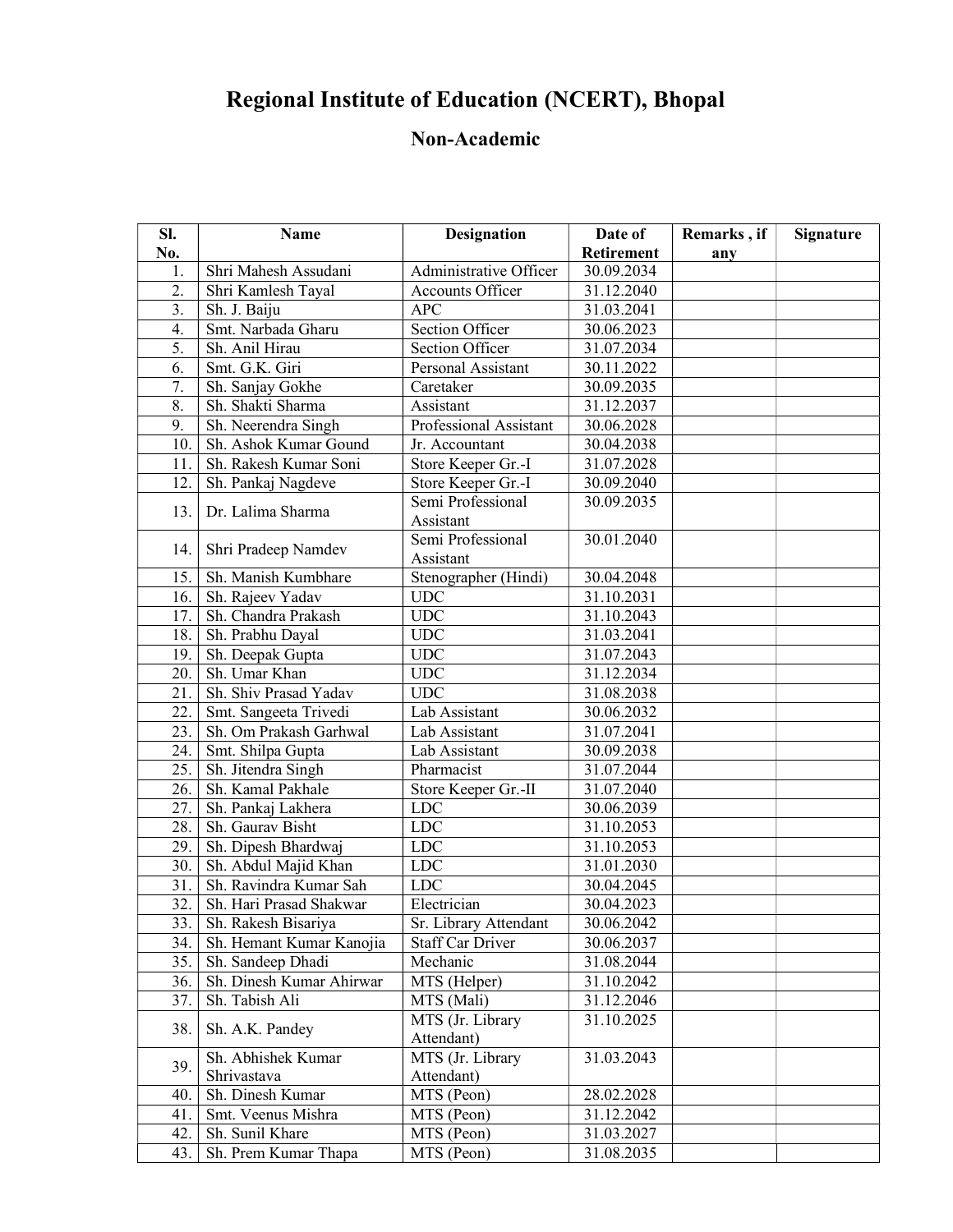# Regional Institute of Education (NCERT), Bhopal

## Non-Academic

| Sl. No. | Name | Designation | Date of Retirement | Remarks , if any | Signature |
|---|---|---|---|---|---|
| 1. | Shri Mahesh Assudani | Administrative Officer | 30.09.2034 | | |
| 2. | Shri Kamlesh Tayal | Accounts Officer | 31.12.2040 | | |
| 3. | Sh. J. Baiju | APC | 31.03.2041 | | |
| 4. | Smt. Narbada Gharu | Section Officer | 30.06.2023 | | |
| 5. | Sh. Anil Hirau | Section Officer | 31.07.2034 | | |
| 6. | Smt. G.K. Giri | Personal Assistant | 30.11.2022 | | |
| 7. | Sh. Sanjay Gokhe | Caretaker | 30.09.2035 | | |
| 8. | Sh. Shakti Sharma | Assistant | 31.12.2037 | | |
| 9. | Sh. Neerendra Singh | Professional Assistant | 30.06.2028 | | |
| 10. | Sh. Ashok Kumar Gound | Jr. Accountant | 30.04.2038 | | |
| 11. | Sh. Rakesh Kumar Soni | Store Keeper Gr.-I | 31.07.2028 | | |
| 12. | Sh. Pankaj Nagdeve | Store Keeper Gr.-I | 30.09.2040 | | |
| 13. | Dr. Lalima Sharma | Semi Professional Assistant | 30.09.2035 | | |
| 14. | Shri Pradeep Namdev | Semi Professional Assistant | 30.01.2040 | | |
| 15. | Sh. Manish Kumbhare | Stenographer (Hindi) | 30.04.2048 | | |
| 16. | Sh. Rajeev Yadav | UDC | 31.10.2031 | | |
| 17. | Sh. Chandra Prakash | UDC | 31.10.2043 | | |
| 18. | Sh. Prabhu Dayal | UDC | 31.03.2041 | | |
| 19. | Sh. Deepak Gupta | UDC | 31.07.2043 | | |
| 20. | Sh. Umar Khan | UDC | 31.12.2034 | | |
| 21. | Sh. Shiv Prasad Yadav | UDC | 31.08.2038 | | |
| 22. | Smt. Sangeeta Trivedi | Lab Assistant | 30.06.2032 | | |
| 23. | Sh. Om Prakash Garhwal | Lab Assistant | 31.07.2041 | | |
| 24. | Smt. Shilpa Gupta | Lab Assistant | 30.09.2038 | | |
| 25. | Sh. Jitendra Singh | Pharmacist | 31.07.2044 | | |
| 26. | Sh. Kamal Pakhale | Store Keeper Gr.-II | 31.07.2040 | | |
| 27. | Sh. Pankaj Lakhera | LDC | 30.06.2039 | | |
| 28. | Sh. Gaurav Bisht | LDC | 31.10.2053 | | |
| 29. | Sh. Dipesh Bhardwaj | LDC | 31.10.2053 | | |
| 30. | Sh. Abdul Majid Khan | LDC | 31.01.2030 | | |
| 31. | Sh. Ravindra Kumar Sah | LDC | 30.04.2045 | | |
| 32. | Sh. Hari Prasad Shakwar | Electrician | 30.04.2023 | | |
| 33. | Sh. Rakesh Bisariya | Sr. Library Attendant | 30.06.2042 | | |
| 34. | Sh. Hemant Kumar Kanojia | Staff Car Driver | 30.06.2037 | | |
| 35. | Sh. Sandeep Dhadi | Mechanic | 31.08.2044 | | |
| 36. | Sh. Dinesh Kumar Ahirwar | MTS (Helper) | 31.10.2042 | | |
| 37. | Sh. Tabish Ali | MTS (Mali) | 31.12.2046 | | |
| 38. | Sh. A.K. Pandey | MTS (Jr. Library Attendant) | 31.10.2025 | | |
| 39. | Sh. Abhishek Kumar Shrivastava | MTS (Jr. Library Attendant) | 31.03.2043 | | |
| 40. | Sh. Dinesh Kumar | MTS (Peon) | 28.02.2028 | | |
| 41. | Smt. Veenus Mishra | MTS (Peon) | 31.12.2042 | | |
| 42. | Sh. Sunil Khare | MTS (Peon) | 31.03.2027 | | |
| 43. | Sh. Prem Kumar Thapa | MTS (Peon) | 31.08.2035 | | |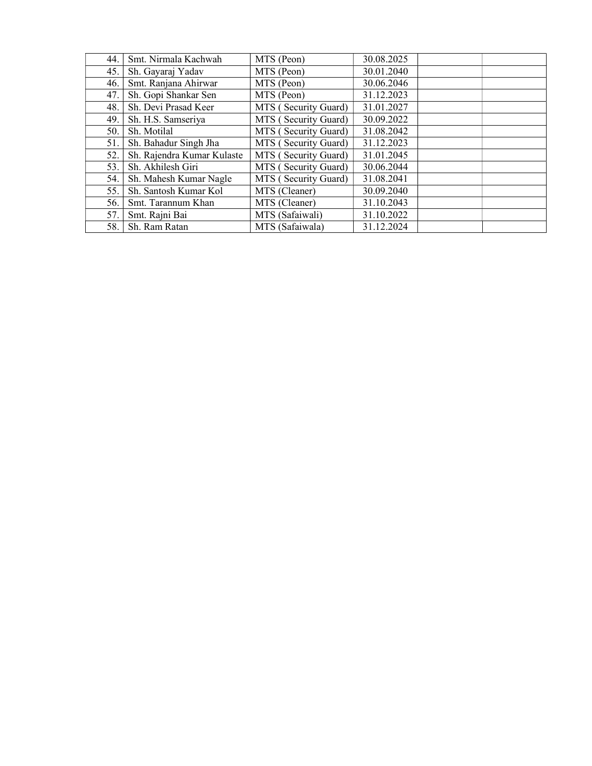| | | | | | |
|---|---|---|---|---|---|
| 44. | Smt. Nirmala Kachwah | MTS (Peon) | 30.08.2025 | | |
| 45. | Sh. Gayaraj Yadav | MTS (Peon) | 30.01.2040 | | |
| 46. | Smt. Ranjana Ahirwar | MTS (Peon) | 30.06.2046 | | |
| 47. | Sh. Gopi Shankar Sen | MTS (Peon) | 31.12.2023 | | |
| 48. | Sh. Devi Prasad Keer | MTS ( Security Guard) | 31.01.2027 | | |
| 49. | Sh. H.S. Samseriya | MTS ( Security Guard) | 30.09.2022 | | |
| 50. | Sh. Motilal | MTS ( Security Guard) | 31.08.2042 | | |
| 51. | Sh. Bahadur Singh Jha | MTS ( Security Guard) | 31.12.2023 | | |
| 52. | Sh. Rajendra Kumar Kulaste | MTS ( Security Guard) | 31.01.2045 | | |
| 53. | Sh. Akhilesh Giri | MTS ( Security Guard) | 30.06.2044 | | |
| 54. | Sh. Mahesh Kumar Nagle | MTS ( Security Guard) | 31.08.2041 | | |
| 55. | Sh. Santosh Kumar Kol | MTS (Cleaner) | 30.09.2040 | | |
| 56. | Smt. Tarannum Khan | MTS (Cleaner) | 31.10.2043 | | |
| 57. | Smt. Rajni Bai | MTS (Safaiwali) | 31.10.2022 | | |
| 58. | Sh. Ram Ratan | MTS (Safaiwala) | 31.12.2024 | | |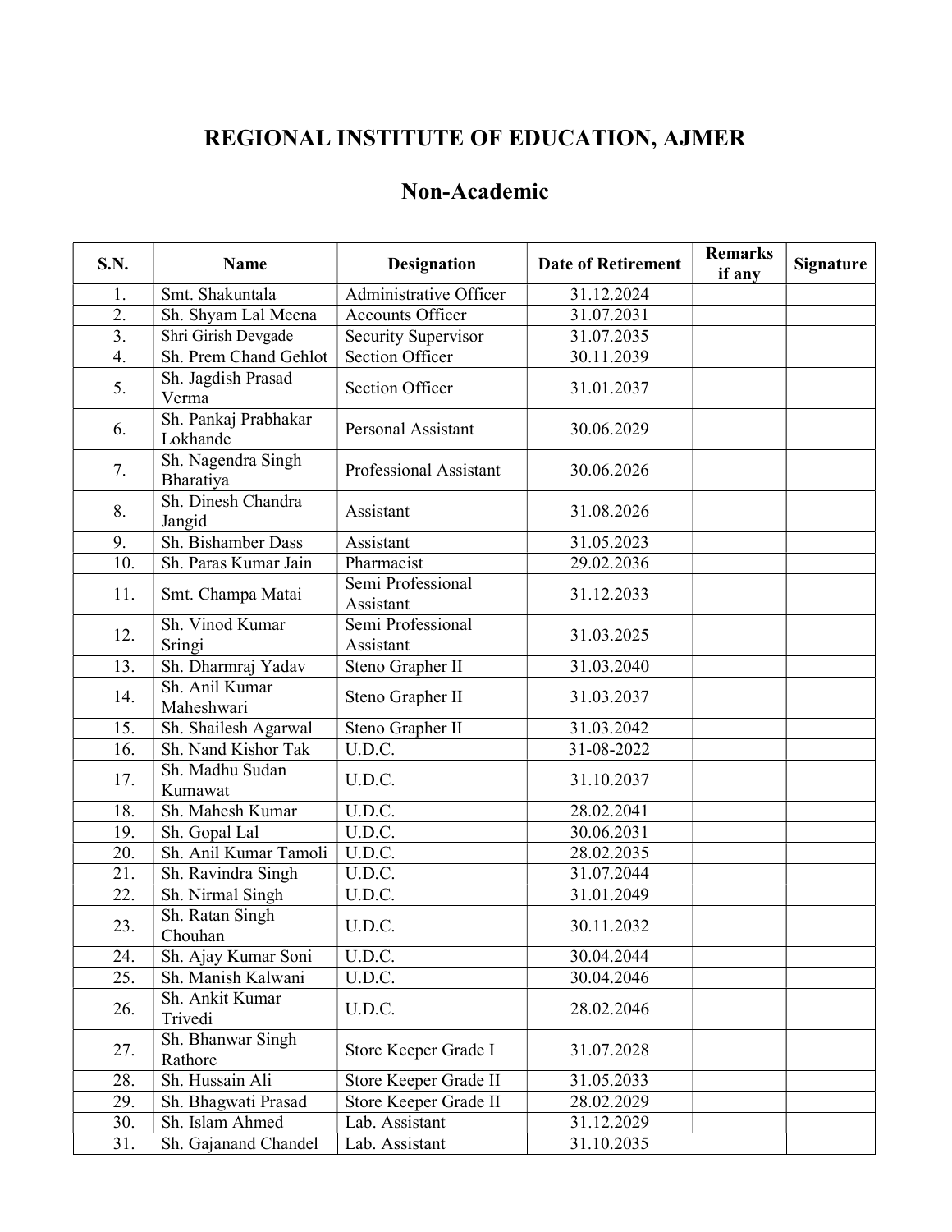# REGIONAL INSTITUTE OF EDUCATION, AJMER

## Non-Academic

| S.N. | Name | Designation | Date of Retirement | Remarks if any | Signature |
|---|---|---|---|---|---|
| 1. | Smt. Shakuntala | Administrative Officer | 31.12.2024 | | |
| 2. | Sh. Shyam Lal Meena | Accounts Officer | 31.07.2031 | | |
| 3. | Shri Girish Devgade | Security Supervisor | 31.07.2035 | | |
| 4. | Sh. Prem Chand Gehlot | Section Officer | 30.11.2039 | | |
| 5. | Sh. Jagdish Prasad Verma | Section Officer | 31.01.2037 | | |
| 6. | Sh. Pankaj Prabhakar Lokhande | Personal Assistant | 30.06.2029 | | |
| 7. | Sh. Nagendra Singh Bharatiya | Professional Assistant | 30.06.2026 | | |
| 8. | Sh. Dinesh Chandra Jangid | Assistant | 31.08.2026 | | |
| 9. | Sh. Bishamber Dass | Assistant | 31.05.2023 | | |
| 10. | Sh. Paras Kumar Jain | Pharmacist | 29.02.2036 | | |
| 11. | Smt. Champa Matai | Semi Professional Assistant | 31.12.2033 | | |
| 12. | Sh. Vinod Kumar Sringi | Semi Professional Assistant | 31.03.2025 | | |
| 13. | Sh. Dharmraj Yadav | Steno Grapher II | 31.03.2040 | | |
| 14. | Sh. Anil Kumar Maheshwari | Steno Grapher II | 31.03.2037 | | |
| 15. | Sh. Shailesh Agarwal | Steno Grapher II | 31.03.2042 | | |
| 16. | Sh. Nand Kishor Tak | U.D.C. | 31-08-2022 | | |
| 17. | Sh. Madhu Sudan Kumawat | U.D.C. | 31.10.2037 | | |
| 18. | Sh. Mahesh Kumar | U.D.C. | 28.02.2041 | | |
| 19. | Sh. Gopal Lal | U.D.C. | 30.06.2031 | | |
| 20. | Sh. Anil Kumar Tamoli | U.D.C. | 28.02.2035 | | |
| 21. | Sh. Ravindra Singh | U.D.C. | 31.07.2044 | | |
| 22. | Sh. Nirmal Singh | U.D.C. | 31.01.2049 | | |
| 23. | Sh. Ratan Singh Chouhan | U.D.C. | 30.11.2032 | | |
| 24. | Sh. Ajay Kumar Soni | U.D.C. | 30.04.2044 | | |
| 25. | Sh. Manish Kalwani | U.D.C. | 30.04.2046 | | |
| 26. | Sh. Ankit Kumar Trivedi | U.D.C. | 28.02.2046 | | |
| 27. | Sh. Bhanwar Singh Rathore | Store Keeper Grade I | 31.07.2028 | | |
| 28. | Sh. Hussain Ali | Store Keeper Grade II | 31.05.2033 | | |
| 29. | Sh. Bhagwati Prasad | Store Keeper Grade II | 28.02.2029 | | |
| 30. | Sh. Islam Ahmed | Lab. Assistant | 31.12.2029 | | |
| 31. | Sh. Gajanand Chandel | Lab. Assistant | 31.10.2035 | | |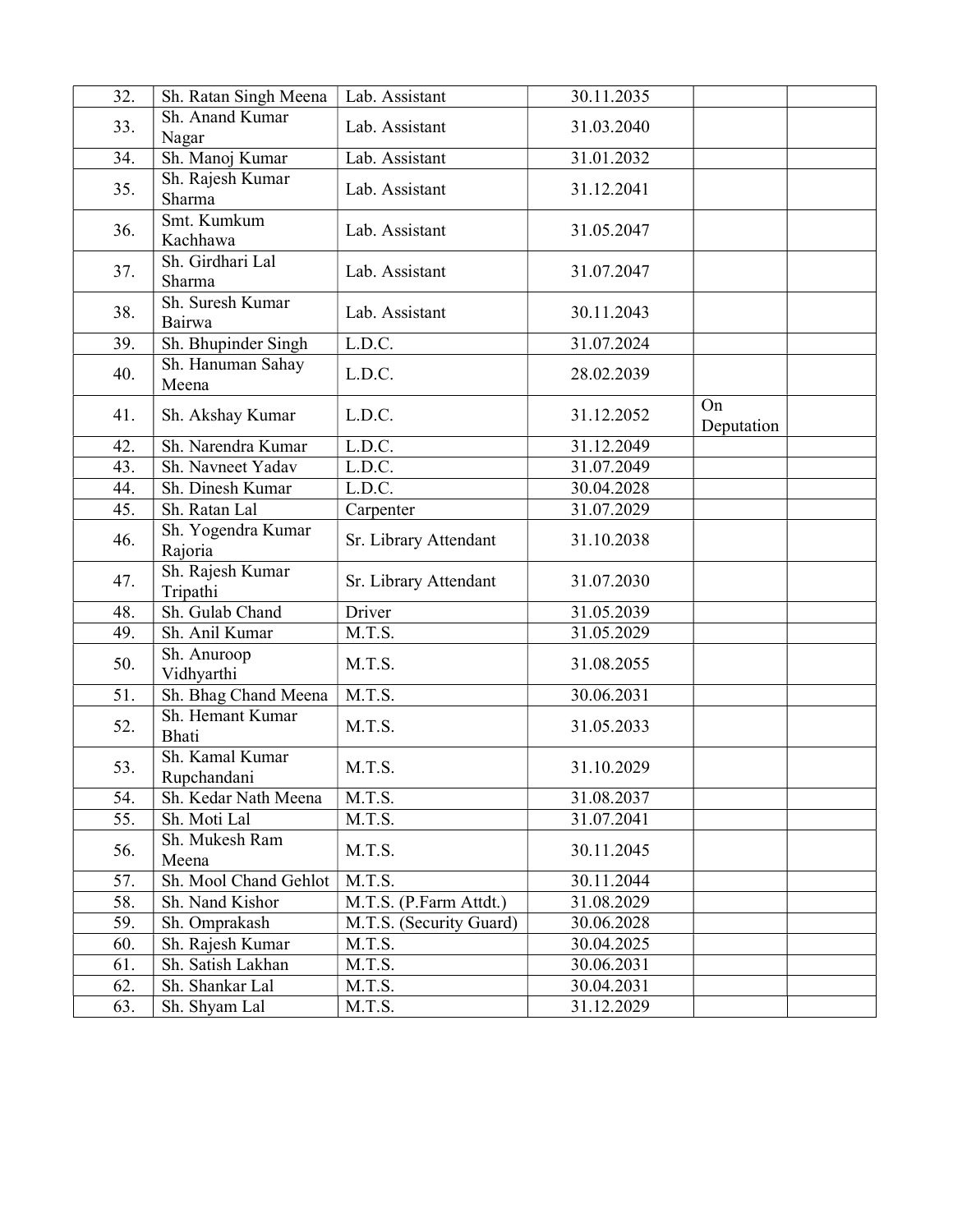| | | | | | |
|---|---|---|---|---|---|
| 32. | Sh. Ratan Singh Meena | Lab. Assistant | 30.11.2035 | | |
| 33. | Sh. Anand Kumar Nagar | Lab. Assistant | 31.03.2040 | | |
| 34. | Sh. Manoj Kumar | Lab. Assistant | 31.01.2032 | | |
| 35. | Sh. Rajesh Kumar Sharma | Lab. Assistant | 31.12.2041 | | |
| 36. | Smt. Kumkum Kachhawa | Lab. Assistant | 31.05.2047 | | |
| 37. | Sh. Girdhari Lal Sharma | Lab. Assistant | 31.07.2047 | | |
| 38. | Sh. Suresh Kumar Bairwa | Lab. Assistant | 30.11.2043 | | |
| 39. | Sh. Bhupinder Singh | L.D.C. | 31.07.2024 | | |
| 40. | Sh. Hanuman Sahay Meena | L.D.C. | 28.02.2039 | | |
| 41. | Sh. Akshay Kumar | L.D.C. | 31.12.2052 | On Deputation | |
| 42. | Sh. Narendra Kumar | L.D.C. | 31.12.2049 | | |
| 43. | Sh. Navneet Yadav | L.D.C. | 31.07.2049 | | |
| 44. | Sh. Dinesh Kumar | L.D.C. | 30.04.2028 | | |
| 45. | Sh. Ratan Lal | Carpenter | 31.07.2029 | | |
| 46. | Sh. Yogendra Kumar Rajoria | Sr. Library Attendant | 31.10.2038 | | |
| 47. | Sh. Rajesh Kumar Tripathi | Sr. Library Attendant | 31.07.2030 | | |
| 48. | Sh. Gulab Chand | Driver | 31.05.2039 | | |
| 49. | Sh. Anil Kumar | M.T.S. | 31.05.2029 | | |
| 50. | Sh. Anuroop Vidhyarthi | M.T.S. | 31.08.2055 | | |
| 51. | Sh. Bhag Chand Meena | M.T.S. | 30.06.2031 | | |
| 52. | Sh. Hemant Kumar Bhati | M.T.S. | 31.05.2033 | | |
| 53. | Sh. Kamal Kumar Rupchandani | M.T.S. | 31.10.2029 | | |
| 54. | Sh. Kedar Nath Meena | M.T.S. | 31.08.2037 | | |
| 55. | Sh. Moti Lal | M.T.S. | 31.07.2041 | | |
| 56. | Sh. Mukesh Ram Meena | M.T.S. | 30.11.2045 | | |
| 57. | Sh. Mool Chand Gehlot | M.T.S. | 30.11.2044 | | |
| 58. | Sh. Nand Kishor | M.T.S. (P.Farm Attdt.) | 31.08.2029 | | |
| 59. | Sh. Omprakash | M.T.S. (Security Guard) | 30.06.2028 | | |
| 60. | Sh. Rajesh Kumar | M.T.S. | 30.04.2025 | | |
| 61. | Sh. Satish Lakhan | M.T.S. | 30.06.2031 | | |
| 62. | Sh. Shankar Lal | M.T.S. | 30.04.2031 | | |
| 63. | Sh. Shyam Lal | M.T.S. | 31.12.2029 | | |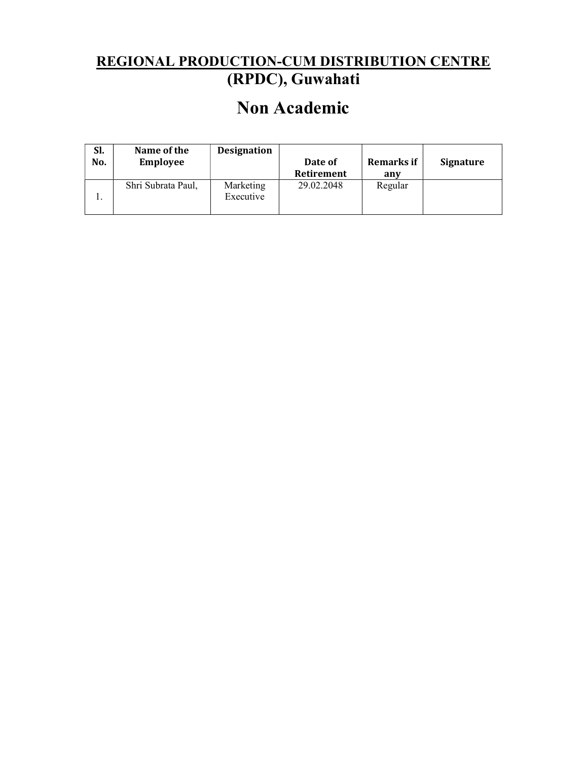## REGIONAL PRODUCTION-CUM DISTRIBUTION CENTRE (RPDC), Guwahati

# Non Academic

| Sl. No. | Name of the Employee | Designation | Date of Retirement | Remarks if any | Signature |
|---|---|---|---|---|---|
| 1. | Shri Subrata Paul, | Marketing Executive | 29.02.2048 | Regular | |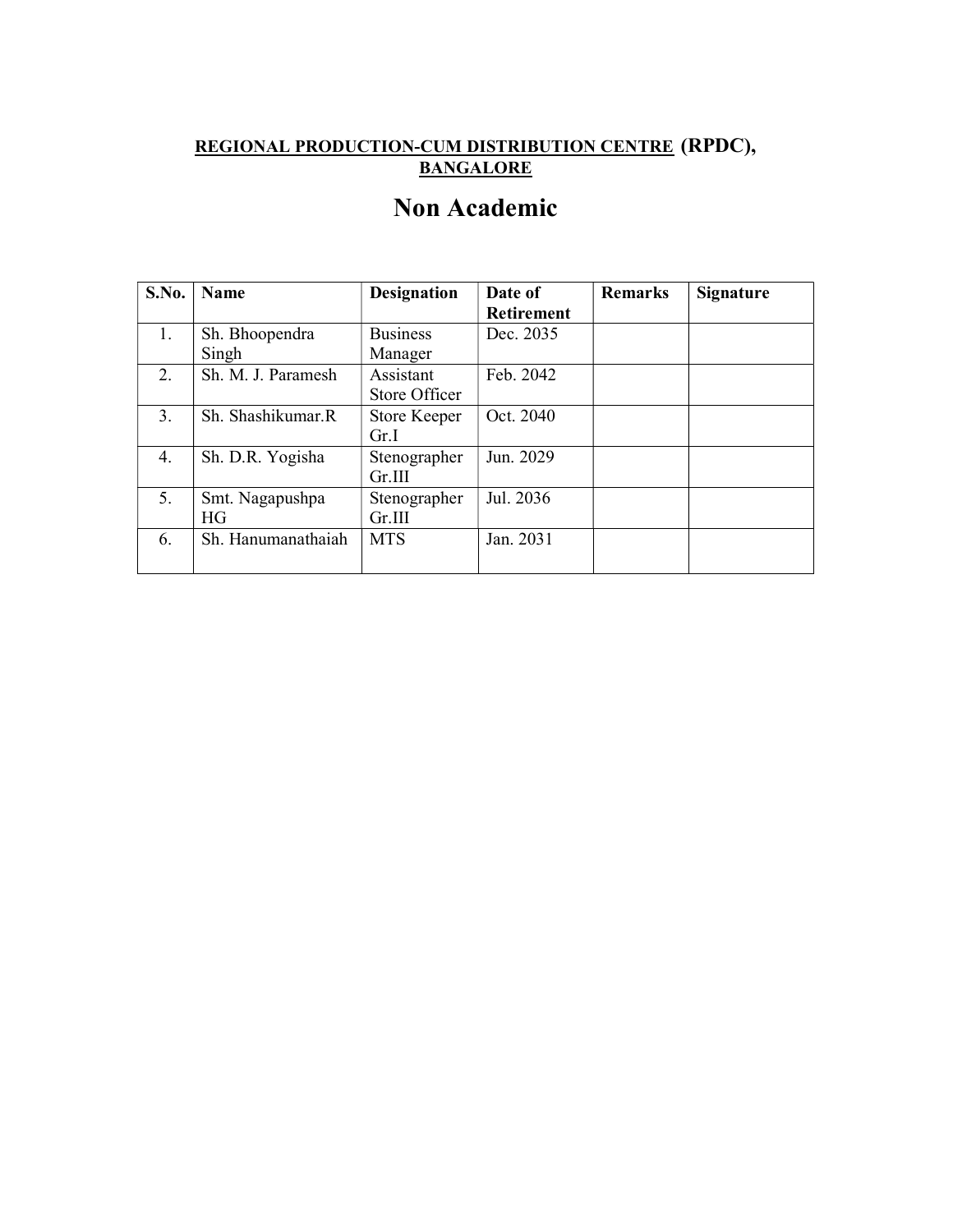## REGIONAL PRODUCTION-CUM DISTRIBUTION CENTRE (RPDC), BANGALORE

# Non Academic

| S.No. | Name | Designation | Date of Retirement | Remarks | Signature |
|---|---|---|---|---|---|
| 1. | Sh. Bhoopendra Singh | Business Manager | Dec. 2035 | | |
| 2. | Sh. M. J. Paramesh | Assistant Store Officer | Feb. 2042 | | |
| 3. | Sh. Shashikumar.R | Store Keeper Gr.I | Oct. 2040 | | |
| 4. | Sh. D.R. Yogisha | Stenographer Gr.III | Jun. 2029 | | |
| 5. | Smt. Nagapushpa HG | Stenographer Gr.III | Jul. 2036 | | |
| 6. | Sh. Hanumanathaiah | MTS | Jan. 2031 | | |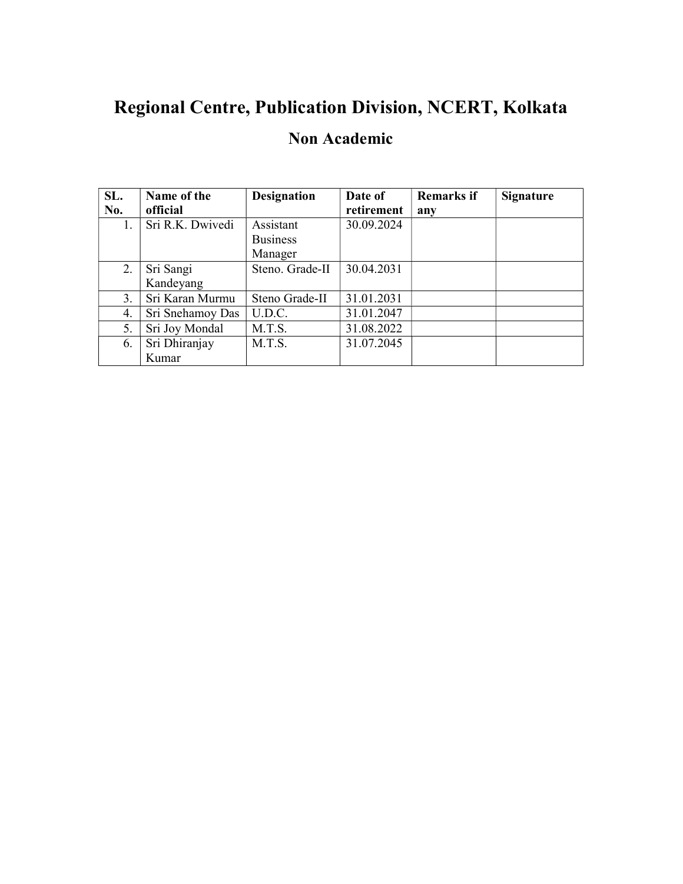# Regional Centre, Publication Division, NCERT, Kolkata

## Non Academic

| SL. No. | Name of the official | Designation | Date of retirement | Remarks if any | Signature |
|---|---|---|---|---|---|
| 1. | Sri R.K. Dwivedi | Assistant Business Manager | 30.09.2024 | | |
| 2. | Sri Sangi Kandeyang | Steno. Grade-II | 30.04.2031 | | |
| 3. | Sri Karan Murmu | Steno Grade-II | 31.01.2031 | | |
| 4. | Sri Snehamoy Das | U.D.C. | 31.01.2047 | | |
| 5. | Sri Joy Mondal | M.T.S. | 31.08.2022 | | |
| 6. | Sri Dhiranjay Kumar | M.T.S. | 31.07.2045 | | |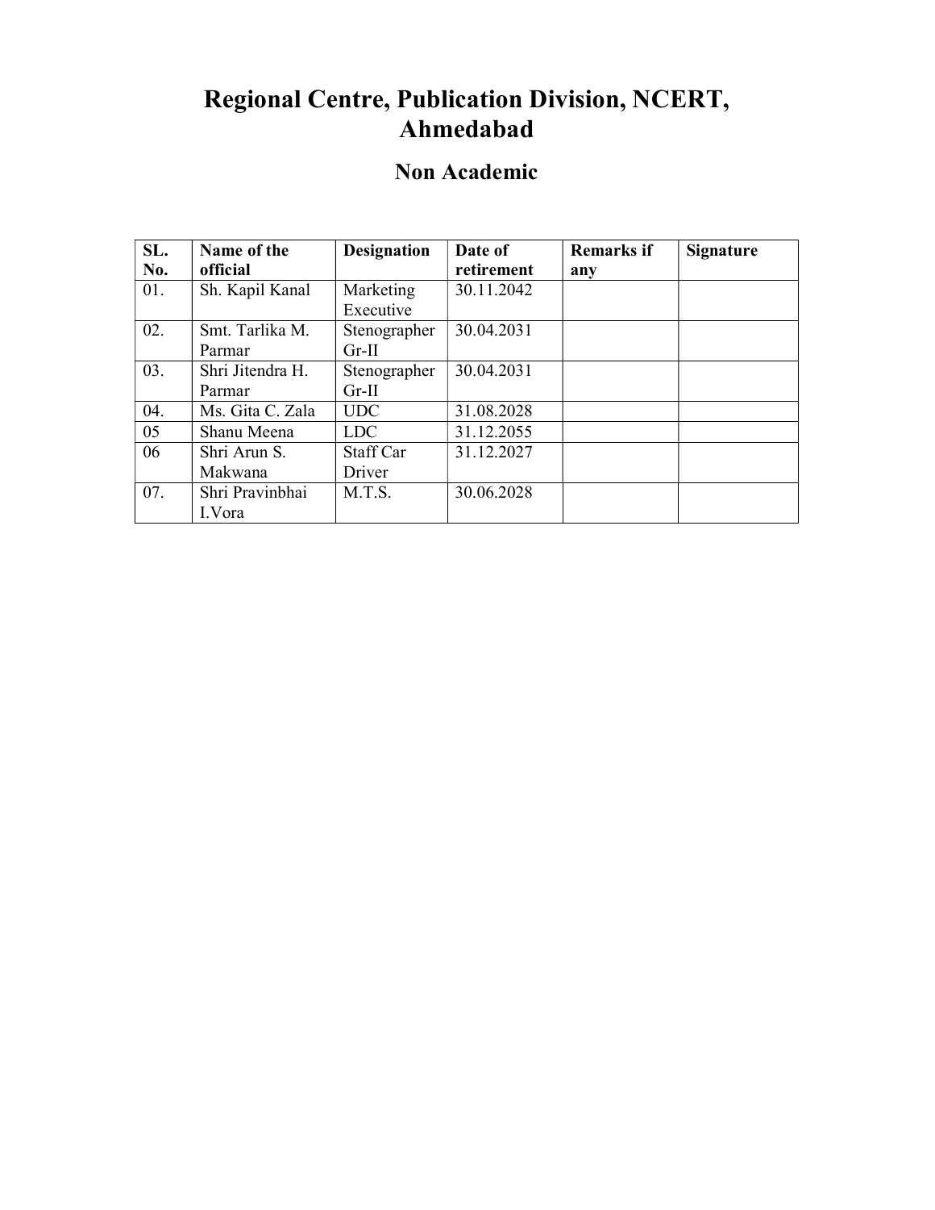# Regional Centre, Publication Division, NCERT, Ahmedabad

## Non Academic

| SL. No. | Name of the official | Designation | Date of retirement | Remarks if any | Signature |
|---|---|---|---|---|---|
| 01. | Sh. Kapil Kanal | Marketing Executive | 30.11.2042 | | |
| 02. | Smt. Tarlika M. Parmar | Stenographer Gr-II | 30.04.2031 | | |
| 03. | Shri Jitendra H. Parmar | Stenographer Gr-II | 30.04.2031 | | |
| 04. | Ms. Gita C. Zala | UDC | 31.08.2028 | | |
| 05 | Shanu Meena | LDC | 31.12.2055 | | |
| 06 | Shri Arun S. Makwana | Staff Car Driver | 31.12.2027 | | |
| 07. | Shri Pravinbhai I.Vora | M.T.S. | 30.06.2028 | | |